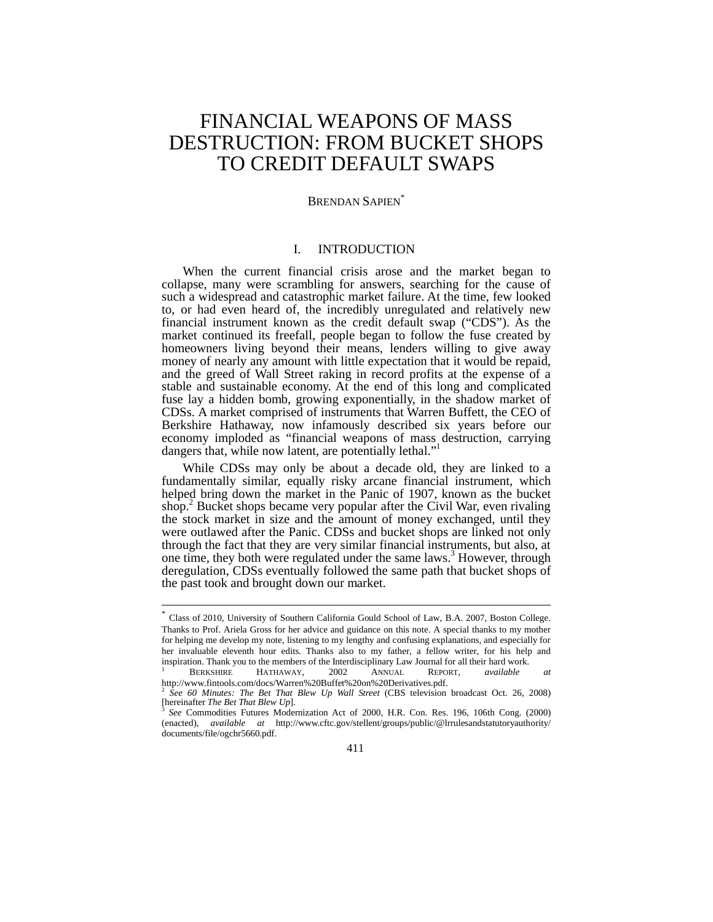# FINANCIAL WEAPONS OF MASS DESTRUCTION: FROM BUCKET SHOPS TO CREDIT DEFAULT SWAPS

BRENDAN SAPIEN*

## I. INTRODUCTION

When the current financial crisis arose and the market began to collapse, many were scrambling for answers, searching for the cause of such a widespread and catastrophic market failure. At the time, few looked to, or had even heard of, the incredibly unregulated and relatively new financial instrument known as the credit default swap ("CDS"). As the market continued its freefall, people began to follow the fuse created by homeowners living beyond their means, lenders willing to give away money of nearly any amount with little expectation that it would be repaid, and the greed of Wall Street raking in record profits at the expense of a stable and sustainable economy. At the end of this long and complicated fuse lay a hidden bomb, growing exponentially, in the shadow market of CDSs. A market comprised of instruments that Warren Buffett, the CEO of Berkshire Hathaway, now infamously described six years before our economy imploded as "financial weapons of mass destruction, carrying dangers that, while now latent, are potentially lethal."[1]

While CDSs may only be about a decade old, they are linked to a fundamentally similar, equally risky arcane financial instrument, which helped bring down the market in the Panic of 1907, known as the bucket shop.[2] Bucket shops became very popular after the Civil War, even rivaling the stock market in size and the amount of money exchanged, until they were outlawed after the Panic. CDSs and bucket shops are linked not only through the fact that they are very similar financial instruments, but also, at one time, they both were regulated under the same laws.[3] However, through deregulation, CDSs eventually followed the same path that bucket shops of the past took and brought down our market.

---

\* Class of 2010, University of Southern California Gould School of Law, B.A. 2007, Boston College. Thanks to Prof. Ariela Gross for her advice and guidance on this note. A special thanks to my mother for helping me develop my note, listening to my lengthy and confusing explanations, and especially for her invaluable eleventh hour edits. Thanks also to my father, a fellow writer, for his help and inspiration. Thank you to the members of the Interdisciplinary Law Journal for all their hard work.

[1] BERKSHIRE HATHAWAY, 2002 ANNUAL REPORT, *available at* http://www.fintools.com/docs/Warren%20Buffet%20on%20Derivatives.pdf.

[2] *See 60 Minutes: The Bet That Blew Up Wall Street* (CBS television broadcast Oct. 26, 2008) [hereinafter *The Bet That Blew Up*].

[3] *See* Commodities Futures Modernization Act of 2000, H.R. Con. Res. 196, 106th Cong. (2000) (enacted), *available at* http://www.cftc.gov/stellent/groups/public/@lrrulesandstatutoryauthority/documents/file/ogchr5660.pdf.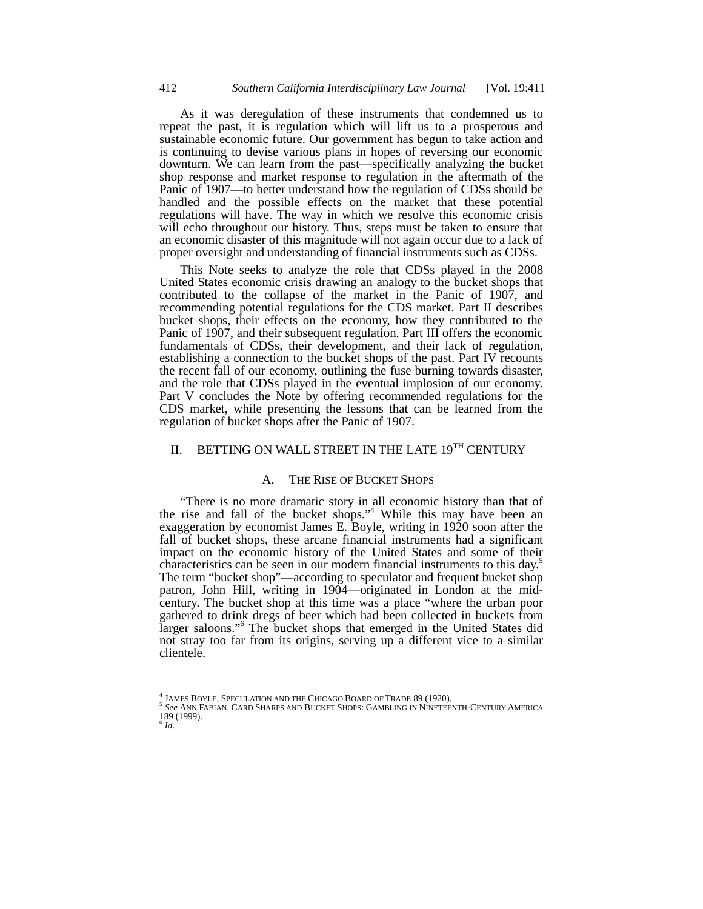As it was deregulation of these instruments that condemned us to repeat the past, it is regulation which will lift us to a prosperous and sustainable economic future. Our government has begun to take action and is continuing to devise various plans in hopes of reversing our economic downturn. We can learn from the past—specifically analyzing the bucket shop response and market response to regulation in the aftermath of the Panic of 1907—to better understand how the regulation of CDSs should be handled and the possible effects on the market that these potential regulations will have. The way in which we resolve this economic crisis will echo throughout our history. Thus, steps must be taken to ensure that an economic disaster of this magnitude will not again occur due to a lack of proper oversight and understanding of financial instruments such as CDSs.

This Note seeks to analyze the role that CDSs played in the 2008 United States economic crisis drawing an analogy to the bucket shops that contributed to the collapse of the market in the Panic of 1907, and recommending potential regulations for the CDS market. Part II describes bucket shops, their effects on the economy, how they contributed to the Panic of 1907, and their subsequent regulation. Part III offers the economic fundamentals of CDSs, their development, and their lack of regulation, establishing a connection to the bucket shops of the past. Part IV recounts the recent fall of our economy, outlining the fuse burning towards disaster, and the role that CDSs played in the eventual implosion of our economy. Part V concludes the Note by offering recommended regulations for the CDS market, while presenting the lessons that can be learned from the regulation of bucket shops after the Panic of 1907.

## II. BETTING ON WALL STREET IN THE LATE 19TH CENTURY

### A. THE RISE OF BUCKET SHOPS

"There is no more dramatic story in all economic history than that of the rise and fall of the bucket shops."[4] While this may have been an exaggeration by economist James E. Boyle, writing in 1920 soon after the fall of bucket shops, these arcane financial instruments had a significant impact on the economic history of the United States and some of their characteristics can be seen in our modern financial instruments to this day.[5] The term "bucket shop"—according to speculator and frequent bucket shop patron, John Hill, writing in 1904—originated in London at the mid-century. The bucket shop at this time was a place "where the urban poor gathered to drink dregs of beer which had been collected in buckets from larger saloons."[6] The bucket shops that emerged in the United States did not stray too far from its origins, serving up a different vice to a similar clientele.

---

[4] JAMES BOYLE, SPECULATION AND THE CHICAGO BOARD OF TRADE 89 (1920).

[5] *See* ANN FABIAN, CARD SHARPS AND BUCKET SHOPS: GAMBLING IN NINETEENTH-CENTURY AMERICA 189 (1999).

[6] *Id.*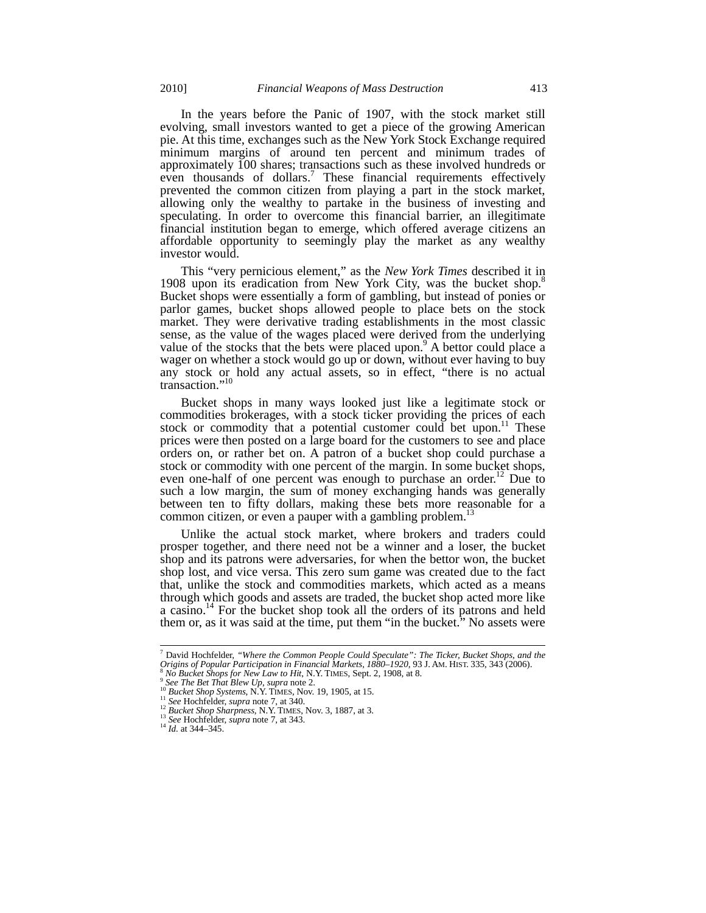In the years before the Panic of 1907, with the stock market still evolving, small investors wanted to get a piece of the growing American pie. At this time, exchanges such as the New York Stock Exchange required minimum margins of around ten percent and minimum trades of approximately 100 shares; transactions such as these involved hundreds or even thousands of dollars.[7] These financial requirements effectively prevented the common citizen from playing a part in the stock market, allowing only the wealthy to partake in the business of investing and speculating. In order to overcome this financial barrier, an illegitimate financial institution began to emerge, which offered average citizens an affordable opportunity to seemingly play the market as any wealthy investor would.

This "very pernicious element," as the *New York Times* described it in 1908 upon its eradication from New York City, was the bucket shop.[8] Bucket shops were essentially a form of gambling, but instead of ponies or parlor games, bucket shops allowed people to place bets on the stock market. They were derivative trading establishments in the most classic sense, as the value of the wages placed were derived from the underlying value of the stocks that the bets were placed upon.[9] A bettor could place a wager on whether a stock would go up or down, without ever having to buy any stock or hold any actual assets, so in effect, "there is no actual transaction."[10]

Bucket shops in many ways looked just like a legitimate stock or commodities brokerages, with a stock ticker providing the prices of each stock or commodity that a potential customer could bet upon.[11] These prices were then posted on a large board for the customers to see and place orders on, or rather bet on. A patron of a bucket shop could purchase a stock or commodity with one percent of the margin. In some bucket shops, even one-half of one percent was enough to purchase an order.[12] Due to such a low margin, the sum of money exchanging hands was generally between ten to fifty dollars, making these bets more reasonable for a common citizen, or even a pauper with a gambling problem.[13]

Unlike the actual stock market, where brokers and traders could prosper together, and there need not be a winner and a loser, the bucket shop and its patrons were adversaries, for when the bettor won, the bucket shop lost, and vice versa. This zero sum game was created due to the fact that, unlike the stock and commodities markets, which acted as a means through which goods and assets are traded, the bucket shop acted more like a casino.[14] For the bucket shop took all the orders of its patrons and held them or, as it was said at the time, put them "in the bucket." No assets were

---

[7] David Hochfelder, *"Where the Common People Could Speculate": The Ticker, Bucket Shops, and the Origins of Popular Participation in Financial Markets, 1880–1920*, 93 J. AM. HIST. 335, 343 (2006).
[8] *No Bucket Shops for New Law to Hit*, N.Y. TIMES, Sept. 2, 1908, at 8.
[9] *See The Bet That Blew Up*, *supra* note 2.
[10] *Bucket Shop Systems*, N.Y. TIMES, Nov. 19, 1905, at 15.
[11] *See* Hochfelder, *supra* note 7, at 340.
[12] *Bucket Shop Sharpness*, N.Y. TIMES, Nov. 3, 1887, at 3.
[13] *See* Hochfelder, *supra* note 7, at 343.
[14] *Id.* at 344–345.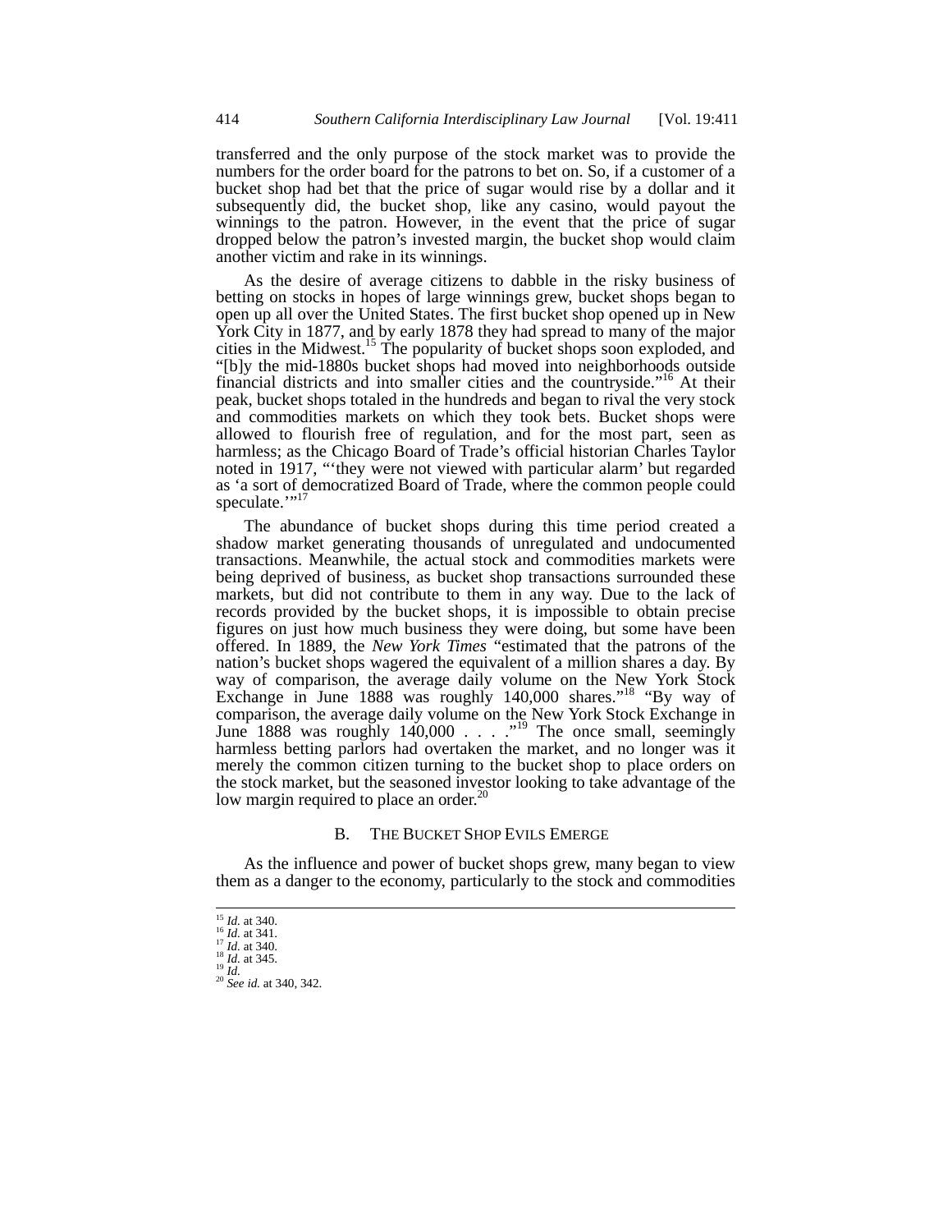transferred and the only purpose of the stock market was to provide the numbers for the order board for the patrons to bet on. So, if a customer of a bucket shop had bet that the price of sugar would rise by a dollar and it subsequently did, the bucket shop, like any casino, would payout the winnings to the patron. However, in the event that the price of sugar dropped below the patron's invested margin, the bucket shop would claim another victim and rake in its winnings.

As the desire of average citizens to dabble in the risky business of betting on stocks in hopes of large winnings grew, bucket shops began to open up all over the United States. The first bucket shop opened up in New York City in 1877, and by early 1878 they had spread to many of the major cities in the Midwest.[15] The popularity of bucket shops soon exploded, and "[b]y the mid-1880s bucket shops had moved into neighborhoods outside financial districts and into smaller cities and the countryside."[16] At their peak, bucket shops totaled in the hundreds and began to rival the very stock and commodities markets on which they took bets. Bucket shops were allowed to flourish free of regulation, and for the most part, seen as harmless; as the Chicago Board of Trade's official historian Charles Taylor noted in 1917, "'they were not viewed with particular alarm' but regarded as 'a sort of democratized Board of Trade, where the common people could speculate.'"[17]

The abundance of bucket shops during this time period created a shadow market generating thousands of unregulated and undocumented transactions. Meanwhile, the actual stock and commodities markets were being deprived of business, as bucket shop transactions surrounded these markets, but did not contribute to them in any way. Due to the lack of records provided by the bucket shops, it is impossible to obtain precise figures on just how much business they were doing, but some have been offered. In 1889, the *New York Times* "estimated that the patrons of the nation's bucket shops wagered the equivalent of a million shares a day. By way of comparison, the average daily volume on the New York Stock Exchange in June 1888 was roughly 140,000 shares."[18] "By way of comparison, the average daily volume on the New York Stock Exchange in June 1888 was roughly 140,000 . . . ."[19] The once small, seemingly harmless betting parlors had overtaken the market, and no longer was it merely the common citizen turning to the bucket shop to place orders on the stock market, but the seasoned investor looking to take advantage of the low margin required to place an order.[20]

### B. The Bucket Shop Evils Emerge

As the influence and power of bucket shops grew, many began to view them as a danger to the economy, particularly to the stock and commodities

---

[15] *Id.* at 340.
[16] *Id.* at 341.
[17] *Id.* at 340.
[18] *Id.* at 345.
[19] *Id.*
[20] *See id.* at 340, 342.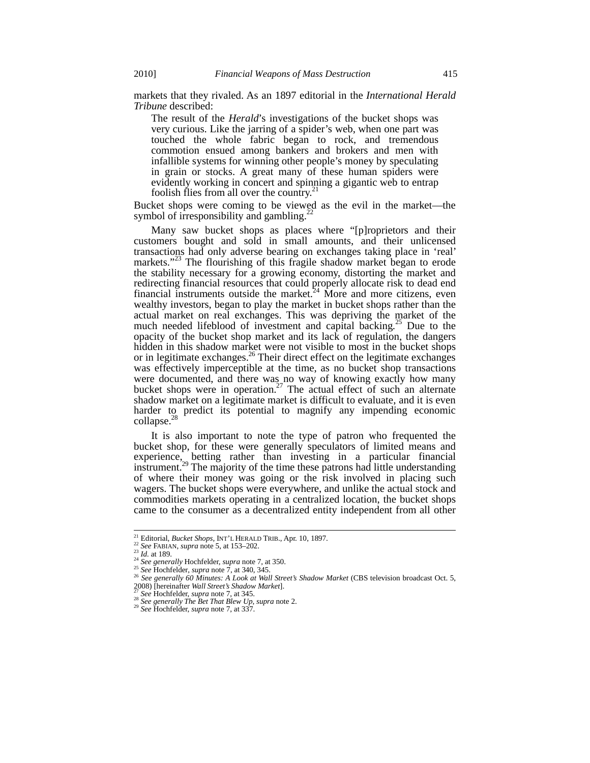markets that they rivaled. As an 1897 editorial in the *International Herald Tribune* described:

> The result of the *Herald*'s investigations of the bucket shops was very curious. Like the jarring of a spider's web, when one part was touched the whole fabric began to rock, and tremendous commotion ensued among bankers and brokers and men with infallible systems for winning other people's money by speculating in grain or stocks. A great many of these human spiders were evidently working in concert and spinning a gigantic web to entrap foolish flies from all over the country.[21]

Bucket shops were coming to be viewed as the evil in the market—the symbol of irresponsibility and gambling.[22]

Many saw bucket shops as places where "[p]roprietors and their customers bought and sold in small amounts, and their unlicensed transactions had only adverse bearing on exchanges taking place in 'real' markets."[23] The flourishing of this fragile shadow market began to erode the stability necessary for a growing economy, distorting the market and redirecting financial resources that could properly allocate risk to dead end financial instruments outside the market.[24] More and more citizens, even wealthy investors, began to play the market in bucket shops rather than the actual market on real exchanges. This was depriving the market of the much needed lifeblood of investment and capital backing.[25] Due to the opacity of the bucket shop market and its lack of regulation, the dangers hidden in this shadow market were not visible to most in the bucket shops or in legitimate exchanges.[26] Their direct effect on the legitimate exchanges was effectively imperceptible at the time, as no bucket shop transactions were documented, and there was no way of knowing exactly how many bucket shops were in operation.[27] The actual effect of such an alternate shadow market on a legitimate market is difficult to evaluate, and it is even harder to predict its potential to magnify any impending economic collapse.[28]

It is also important to note the type of patron who frequented the bucket shop, for these were generally speculators of limited means and experience, betting rather than investing in a particular financial instrument.[29] The majority of the time these patrons had little understanding of where their money was going or the risk involved in placing such wagers. The bucket shops were everywhere, and unlike the actual stock and commodities markets operating in a centralized location, the bucket shops came to the consumer as a decentralized entity independent from all other

---

[21] Editorial, *Bucket Shops*, INT'L HERALD TRIB., Apr. 10, 1897.

[22] *See* FABIAN, *supra* note 5, at 153–202.

[23] *Id.* at 189.

[24] *See generally* Hochfelder, *supra* note 7, at 350.

[25] *See* Hochfelder, *supra* note 7, at 340, 345.

[26] *See generally 60 Minutes: A Look at Wall Street's Shadow Market* (CBS television broadcast Oct. 5, 2008) [hereinafter *Wall Street's Shadow Market*].

[27] *See* Hochfelder, *supra* note 7, at 345.

[28] *See generally The Bet That Blew Up*, *supra* note 2.

[29] *See* Hochfelder, *supra* note 7, at 337.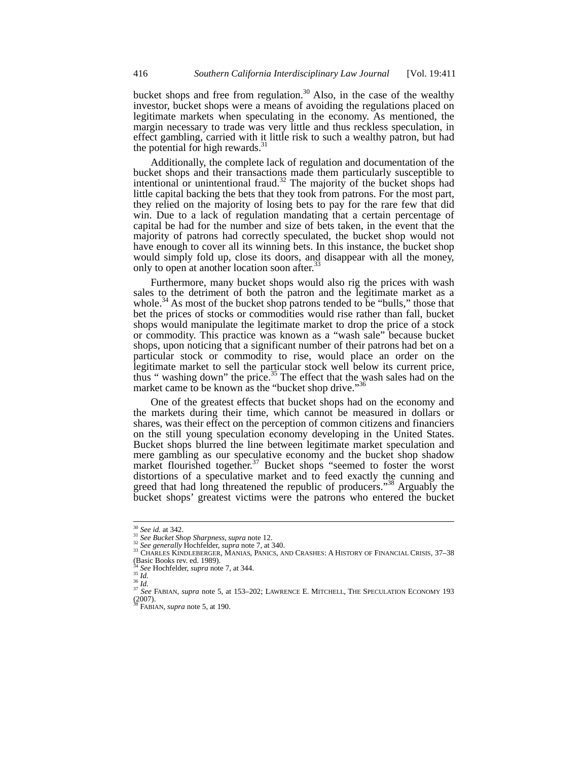bucket shops and free from regulation.[30] Also, in the case of the wealthy investor, bucket shops were a means of avoiding the regulations placed on legitimate markets when speculating in the economy. As mentioned, the margin necessary to trade was very little and thus reckless speculation, in effect gambling, carried with it little risk to such a wealthy patron, but had the potential for high rewards.[31]

Additionally, the complete lack of regulation and documentation of the bucket shops and their transactions made them particularly susceptible to intentional or unintentional fraud.[32] The majority of the bucket shops had little capital backing the bets that they took from patrons. For the most part, they relied on the majority of losing bets to pay for the rare few that did win. Due to a lack of regulation mandating that a certain percentage of capital be had for the number and size of bets taken, in the event that the majority of patrons had correctly speculated, the bucket shop would not have enough to cover all its winning bets. In this instance, the bucket shop would simply fold up, close its doors, and disappear with all the money, only to open at another location soon after.[33]

Furthermore, many bucket shops would also rig the prices with wash sales to the detriment of both the patron and the legitimate market as a whole.[34] As most of the bucket shop patrons tended to be "bulls," those that bet the prices of stocks or commodities would rise rather than fall, bucket shops would manipulate the legitimate market to drop the price of a stock or commodity. This practice was known as a "wash sale" because bucket shops, upon noticing that a significant number of their patrons had bet on a particular stock or commodity to rise, would place an order on the legitimate market to sell the particular stock well below its current price, thus " washing down" the price.[35] The effect that the wash sales had on the market came to be known as the "bucket shop drive."[36]

One of the greatest effects that bucket shops had on the economy and the markets during their time, which cannot be measured in dollars or shares, was their effect on the perception of common citizens and financiers on the still young speculation economy developing in the United States. Bucket shops blurred the line between legitimate market speculation and mere gambling as our speculative economy and the bucket shop shadow market flourished together.[37] Bucket shops "seemed to foster the worst distortions of a speculative market and to feed exactly the cunning and greed that had long threatened the republic of producers."[38] Arguably the bucket shops' greatest victims were the patrons who entered the bucket

---

[30] *See id.* at 342.

[31] *See Bucket Shop Sharpness*, *supra* note 12.

[32] *See generally* Hochfelder, *supra* note 7, at 340.

[33] CHARLES KINDLEBERGER, MANIAS, PANICS, AND CRASHES: A HISTORY OF FINANCIAL CRISIS, 37–38 (Basic Books rev. ed. 1989).

[34] *See* Hochfelder, *supra* note 7, at 344.

[35] *Id.*

[36] *Id.*

[37] *See* FABIAN, *supra* note 5, at 153–202; LAWRENCE E. MITCHELL, THE SPECULATION ECONOMY 193 (2007).

[38] FABIAN, *supra* note 5, at 190.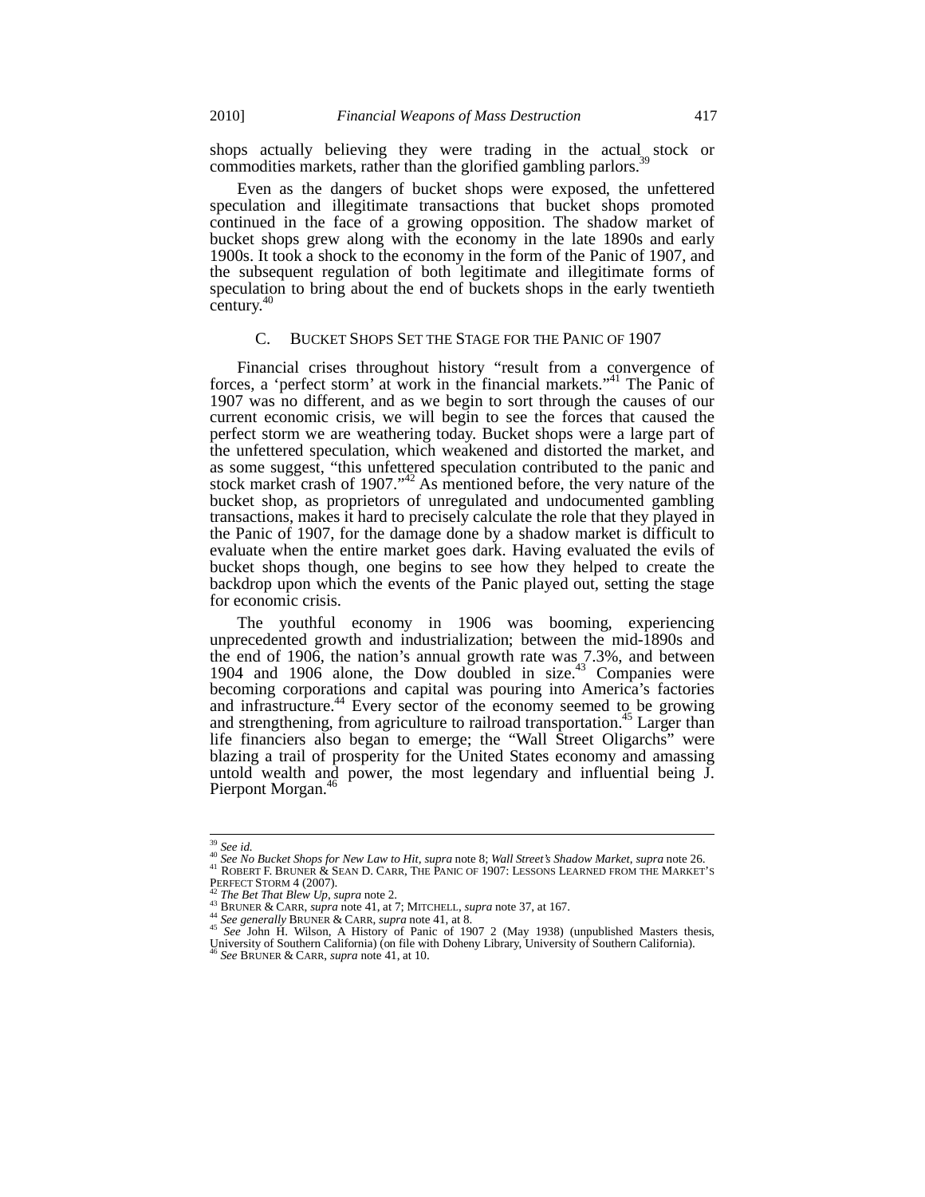shops actually believing they were trading in the actual stock or commodities markets, rather than the glorified gambling parlors.[39]

Even as the dangers of bucket shops were exposed, the unfettered speculation and illegitimate transactions that bucket shops promoted continued in the face of a growing opposition. The shadow market of bucket shops grew along with the economy in the late 1890s and early 1900s. It took a shock to the economy in the form of the Panic of 1907, and the subsequent regulation of both legitimate and illegitimate forms of speculation to bring about the end of buckets shops in the early twentieth century.[40]

### C. Bucket Shops Set the Stage for the Panic of 1907

Financial crises throughout history "result from a convergence of forces, a 'perfect storm' at work in the financial markets."[41] The Panic of 1907 was no different, and as we begin to sort through the causes of our current economic crisis, we will begin to see the forces that caused the perfect storm we are weathering today. Bucket shops were a large part of the unfettered speculation, which weakened and distorted the market, and as some suggest, "this unfettered speculation contributed to the panic and stock market crash of 1907."[42] As mentioned before, the very nature of the bucket shop, as proprietors of unregulated and undocumented gambling transactions, makes it hard to precisely calculate the role that they played in the Panic of 1907, for the damage done by a shadow market is difficult to evaluate when the entire market goes dark. Having evaluated the evils of bucket shops though, one begins to see how they helped to create the backdrop upon which the events of the Panic played out, setting the stage for economic crisis.

The youthful economy in 1906 was booming, experiencing unprecedented growth and industrialization; between the mid-1890s and the end of 1906, the nation's annual growth rate was 7.3%, and between 1904 and 1906 alone, the Dow doubled in size.[43] Companies were becoming corporations and capital was pouring into America's factories and infrastructure.[44] Every sector of the economy seemed to be growing and strengthening, from agriculture to railroad transportation.[45] Larger than life financiers also began to emerge; the "Wall Street Oligarchs" were blazing a trail of prosperity for the United States economy and amassing untold wealth and power, the most legendary and influential being J. Pierpont Morgan.[46]

---

[39] *See id.*

[40] *See No Bucket Shops for New Law to Hit*, *supra* note 8; *Wall Street's Shadow Market*, *supra* note 26.

[41] ROBERT F. BRUNER & SEAN D. CARR, THE PANIC OF 1907: LESSONS LEARNED FROM THE MARKET'S PERFECT STORM 4 (2007).

[42] *The Bet That Blew Up*, *supra* note 2.

[43] BRUNER & CARR, *supra* note 41, at 7; MITCHELL, *supra* note 37, at 167.

[44] *See generally* BRUNER & CARR, *supra* note 41, at 8.

[45] *See* John H. Wilson, A History of Panic of 1907 2 (May 1938) (unpublished Masters thesis, University of Southern California) (on file with Doheny Library, University of Southern California).

[46] *See* BRUNER & CARR, *supra* note 41, at 10.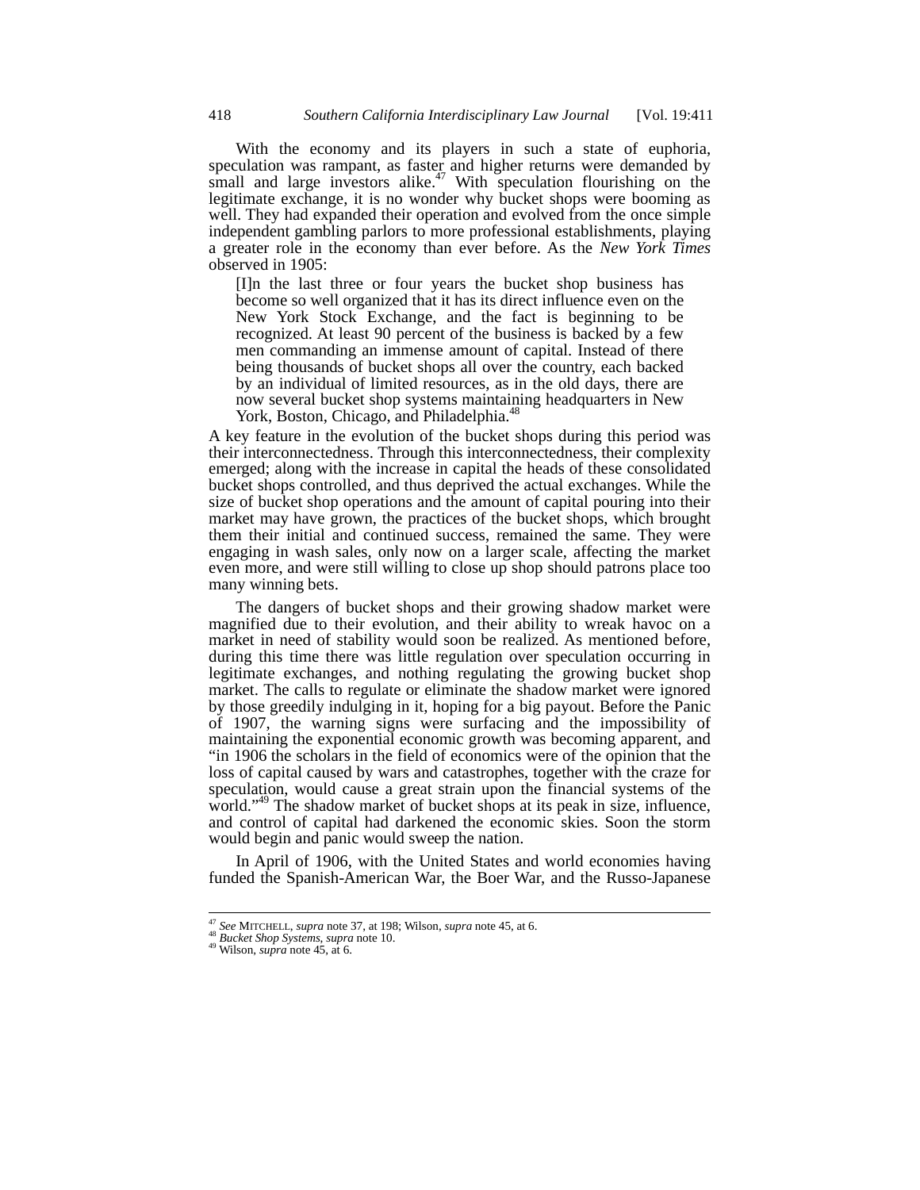With the economy and its players in such a state of euphoria, speculation was rampant, as faster and higher returns were demanded by small and large investors alike.[47] With speculation flourishing on the legitimate exchange, it is no wonder why bucket shops were booming as well. They had expanded their operation and evolved from the once simple independent gambling parlors to more professional establishments, playing a greater role in the economy than ever before. As the *New York Times* observed in 1905:

> [I]n the last three or four years the bucket shop business has become so well organized that it has its direct influence even on the New York Stock Exchange, and the fact is beginning to be recognized. At least 90 percent of the business is backed by a few men commanding an immense amount of capital. Instead of there being thousands of bucket shops all over the country, each backed by an individual of limited resources, as in the old days, there are now several bucket shop systems maintaining headquarters in New York, Boston, Chicago, and Philadelphia.[48]

A key feature in the evolution of the bucket shops during this period was their interconnectedness. Through this interconnectedness, their complexity emerged; along with the increase in capital the heads of these consolidated bucket shops controlled, and thus deprived the actual exchanges. While the size of bucket shop operations and the amount of capital pouring into their market may have grown, the practices of the bucket shops, which brought them their initial and continued success, remained the same. They were engaging in wash sales, only now on a larger scale, affecting the market even more, and were still willing to close up shop should patrons place too many winning bets.

The dangers of bucket shops and their growing shadow market were magnified due to their evolution, and their ability to wreak havoc on a market in need of stability would soon be realized. As mentioned before, during this time there was little regulation over speculation occurring in legitimate exchanges, and nothing regulating the growing bucket shop market. The calls to regulate or eliminate the shadow market were ignored by those greedily indulging in it, hoping for a big payout. Before the Panic of 1907, the warning signs were surfacing and the impossibility of maintaining the exponential economic growth was becoming apparent, and "in 1906 the scholars in the field of economics were of the opinion that the loss of capital caused by wars and catastrophes, together with the craze for speculation, would cause a great strain upon the financial systems of the world."[49] The shadow market of bucket shops at its peak in size, influence, and control of capital had darkened the economic skies. Soon the storm would begin and panic would sweep the nation.

In April of 1906, with the United States and world economies having funded the Spanish-American War, the Boer War, and the Russo-Japanese

---

[47] *See* MITCHELL, *supra* note 37, at 198; Wilson, *supra* note 45, at 6.

[48] *Bucket Shop Systems*, *supra* note 10.

[49] Wilson, *supra* note 45, at 6.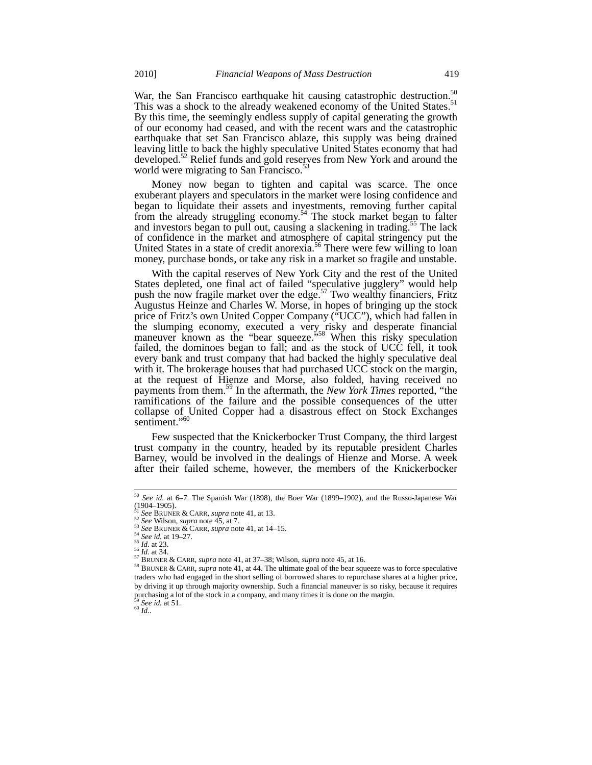War, the San Francisco earthquake hit causing catastrophic destruction.[50] This was a shock to the already weakened economy of the United States.[51] By this time, the seemingly endless supply of capital generating the growth of our economy had ceased, and with the recent wars and the catastrophic earthquake that set San Francisco ablaze, this supply was being drained leaving little to back the highly speculative United States economy that had developed.[52] Relief funds and gold reserves from New York and around the world were migrating to San Francisco.[53]

Money now began to tighten and capital was scarce. The once exuberant players and speculators in the market were losing confidence and began to liquidate their assets and investments, removing further capital from the already struggling economy.[54] The stock market began to falter and investors began to pull out, causing a slackening in trading.[55] The lack of confidence in the market and atmosphere of capital stringency put the United States in a state of credit anorexia.[56] There were few willing to loan money, purchase bonds, or take any risk in a market so fragile and unstable.

With the capital reserves of New York City and the rest of the United States depleted, one final act of failed "speculative jugglery" would help push the now fragile market over the edge.[57] Two wealthy financiers, Fritz Augustus Heinze and Charles W. Morse, in hopes of bringing up the stock price of Fritz's own United Copper Company ("UCC"), which had fallen in the slumping economy, executed a very risky and desperate financial maneuver known as the "bear squeeze."[58] When this risky speculation failed, the dominoes began to fall; and as the stock of UCC fell, it took every bank and trust company that had backed the highly speculative deal with it. The brokerage houses that had purchased UCC stock on the margin, at the request of Hienze and Morse, also folded, having received no payments from them.[59] In the aftermath, the *New York Times* reported, "the ramifications of the failure and the possible consequences of the utter collapse of United Copper had a disastrous effect on Stock Exchanges sentiment."[60]

Few suspected that the Knickerbocker Trust Company, the third largest trust company in the country, headed by its reputable president Charles Barney, would be involved in the dealings of Hienze and Morse. A week after their failed scheme, however, the members of the Knickerbocker

---

[50] *See id.* at 6–7. The Spanish War (1898), the Boer War (1899–1902), and the Russo-Japanese War (1904–1905).

[51] *See* BRUNER & CARR, *supra* note 41, at 13.

[52] *See* Wilson, *supra* note 45, at 7.

[53] *See* BRUNER & CARR, *supra* note 41, at 14–15.

[54] *See id.* at 19–27.

[55] *Id.* at 23.

[56] *Id.* at 34.

[57] BRUNER & CARR, *supra* note 41, at 37–38; Wilson, *supra* note 45, at 16.

[58] BRUNER & CARR, *supra* note 41, at 44. The ultimate goal of the bear squeeze was to force speculative traders who had engaged in the short selling of borrowed shares to repurchase shares at a higher price, by driving it up through majority ownership. Such a financial maneuver is so risky, because it requires purchasing a lot of the stock in a company, and many times it is done on the margin.

[59] *See id.* at 51.

[60] *Id.*.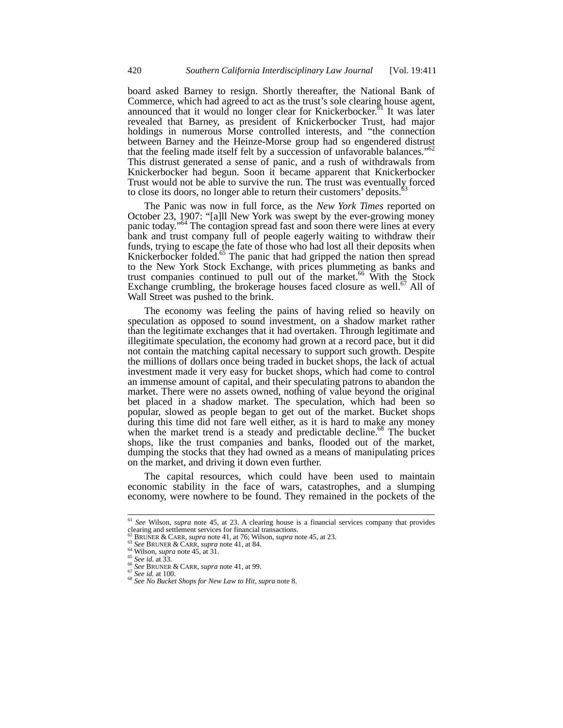board asked Barney to resign. Shortly thereafter, the National Bank of Commerce, which had agreed to act as the trust's sole clearing house agent, announced that it would no longer clear for Knickerbocker.[61] It was later revealed that Barney, as president of Knickerbocker Trust, had major holdings in numerous Morse controlled interests, and "the connection between Barney and the Heinze-Morse group had so engendered distrust that the feeling made itself felt by a succession of unfavorable balances."[62] This distrust generated a sense of panic, and a rush of withdrawals from Knickerbocker had begun. Soon it became apparent that Knickerbocker Trust would not be able to survive the run. The trust was eventually forced to close its doors, no longer able to return their customers' deposits.[63]

The Panic was now in full force, as the *New York Times* reported on October 23, 1907: "[a]ll New York was swept by the ever-growing money panic today."[64] The contagion spread fast and soon there were lines at every bank and trust company full of people eagerly waiting to withdraw their funds, trying to escape the fate of those who had lost all their deposits when Knickerbocker folded.[65] The panic that had gripped the nation then spread to the New York Stock Exchange, with prices plummeting as banks and trust companies continued to pull out of the market.[66] With the Stock Exchange crumbling, the brokerage houses faced closure as well.[67] All of Wall Street was pushed to the brink.

The economy was feeling the pains of having relied so heavily on speculation as opposed to sound investment, on a shadow market rather than the legitimate exchanges that it had overtaken. Through legitimate and illegitimate speculation, the economy had grown at a record pace, but it did not contain the matching capital necessary to support such growth. Despite the millions of dollars once being traded in bucket shops, the lack of actual investment made it very easy for bucket shops, which had come to control an immense amount of capital, and their speculating patrons to abandon the market. There were no assets owned, nothing of value beyond the original bet placed in a shadow market. The speculation, which had been so popular, slowed as people began to get out of the market. Bucket shops during this time did not fare well either, as it is hard to make any money when the market trend is a steady and predictable decline.[68] The bucket shops, like the trust companies and banks, flooded out of the market, dumping the stocks that they had owned as a means of manipulating prices on the market, and driving it down even further.

The capital resources, which could have been used to maintain economic stability in the face of wars, catastrophes, and a slumping economy, were nowhere to be found. They remained in the pockets of the

---

[61] *See* Wilson, *supra* note 45, at 23. A clearing house is a financial services company that provides clearing and settlement services for financial transactions.

[62] BRUNER & CARR, *supra* note 41, at 76; Wilson, *supra* note 45, at 23.

[63] *See* BRUNER & CARR, *supra* note 41, at 84.

[64] Wilson, *supra* note 45, at 31.

[65] *See id.* at 33.

[66] *See* BRUNER & CARR, *supra* note 41, at 99.

[67] *See id.* at 100.

[68] *See No Bucket Shops for New Law to Hit*, *supra* note 8.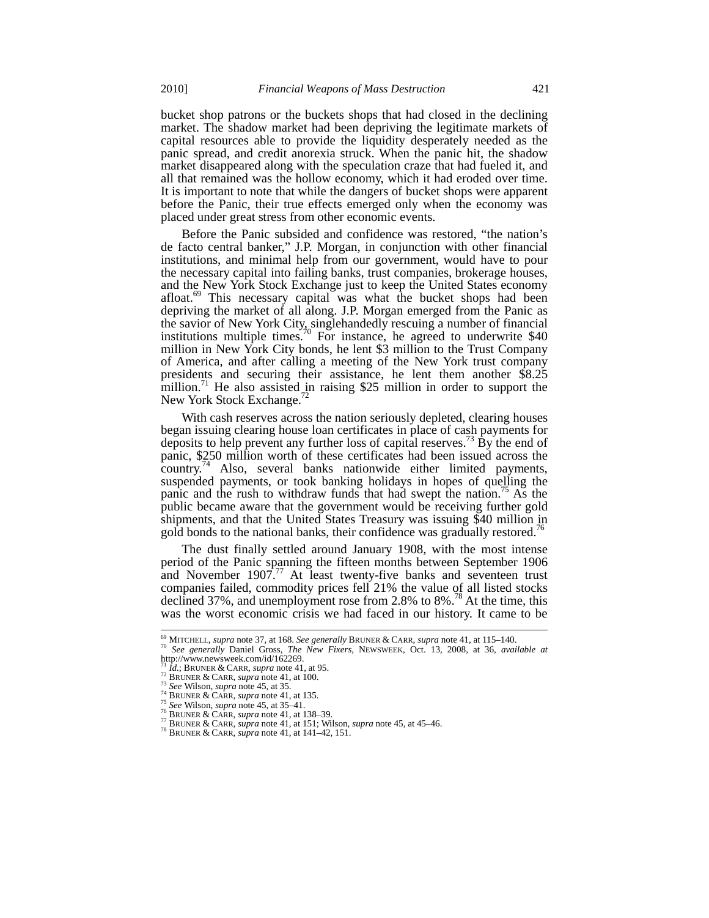bucket shop patrons or the buckets shops that had closed in the declining market. The shadow market had been depriving the legitimate markets of capital resources able to provide the liquidity desperately needed as the panic spread, and credit anorexia struck. When the panic hit, the shadow market disappeared along with the speculation craze that had fueled it, and all that remained was the hollow economy, which it had eroded over time. It is important to note that while the dangers of bucket shops were apparent before the Panic, their true effects emerged only when the economy was placed under great stress from other economic events.

Before the Panic subsided and confidence was restored, "the nation's de facto central banker," J.P. Morgan, in conjunction with other financial institutions, and minimal help from our government, would have to pour the necessary capital into failing banks, trust companies, brokerage houses, and the New York Stock Exchange just to keep the United States economy afloat.[69] This necessary capital was what the bucket shops had been depriving the market of all along. J.P. Morgan emerged from the Panic as the savior of New York City, singlehandedly rescuing a number of financial institutions multiple times.[70] For instance, he agreed to underwrite $40 million in New York City bonds, he lent $3 million to the Trust Company of America, and after calling a meeting of the New York trust company presidents and securing their assistance, he lent them another $8.25 million.[71] He also assisted in raising $25 million in order to support the New York Stock Exchange.[72]

With cash reserves across the nation seriously depleted, clearing houses began issuing clearing house loan certificates in place of cash payments for deposits to help prevent any further loss of capital reserves.[73] By the end of panic, $250 million worth of these certificates had been issued across the country.[74] Also, several banks nationwide either limited payments, suspended payments, or took banking holidays in hopes of quelling the panic and the rush to withdraw funds that had swept the nation.[75] As the public became aware that the government would be receiving further gold shipments, and that the United States Treasury was issuing $40 million in gold bonds to the national banks, their confidence was gradually restored.[76]

The dust finally settled around January 1908, with the most intense period of the Panic spanning the fifteen months between September 1906 and November 1907.[77] At least twenty-five banks and seventeen trust companies failed, commodity prices fell 21% the value of all listed stocks declined 37%, and unemployment rose from 2.8% to 8%.[78] At the time, this was the worst economic crisis we had faced in our history. It came to be

[69] MITCHELL, *supra* note 37, at 168. *See generally* BRUNER & CARR, *supra* note 41, at 115–140.
[70] *See generally* Daniel Gross, *The New Fixers*, NEWSWEEK, Oct. 13, 2008, at 36, *available at* http://www.newsweek.com/id/162269.
[71] *Id.*; BRUNER & CARR, *supra* note 41, at 95.
[72] BRUNER & CARR, *supra* note 41, at 100.
[73] *See* Wilson, *supra* note 45, at 35.
[74] BRUNER & CARR, *supra* note 41, at 135.
[75] *See* Wilson, *supra* note 45, at 35–41.
[76] BRUNER & CARR, *supra* note 41, at 138–39.
[77] BRUNER & CARR, *supra* note 41, at 151; Wilson, *supra* note 45, at 45–46.
[78] BRUNER & CARR, *supra* note 41, at 141–42, 151.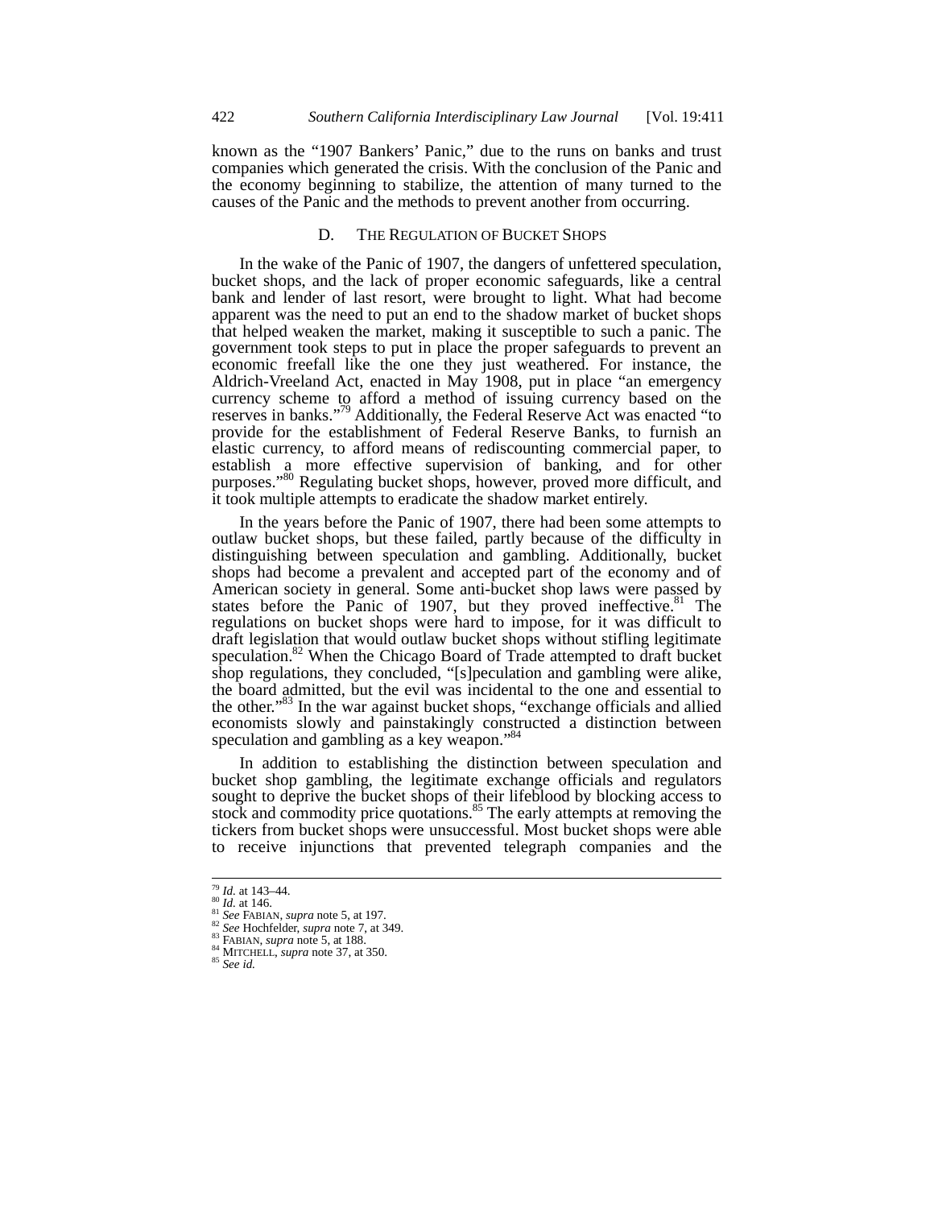known as the "1907 Bankers' Panic," due to the runs on banks and trust companies which generated the crisis. With the conclusion of the Panic and the economy beginning to stabilize, the attention of many turned to the causes of the Panic and the methods to prevent another from occurring.

### D. THE REGULATION OF BUCKET SHOPS

In the wake of the Panic of 1907, the dangers of unfettered speculation, bucket shops, and the lack of proper economic safeguards, like a central bank and lender of last resort, were brought to light. What had become apparent was the need to put an end to the shadow market of bucket shops that helped weaken the market, making it susceptible to such a panic. The government took steps to put in place the proper safeguards to prevent an economic freefall like the one they just weathered. For instance, the Aldrich-Vreeland Act, enacted in May 1908, put in place "an emergency currency scheme to afford a method of issuing currency based on the reserves in banks."[79] Additionally, the Federal Reserve Act was enacted "to provide for the establishment of Federal Reserve Banks, to furnish an elastic currency, to afford means of rediscounting commercial paper, to establish a more effective supervision of banking, and for other purposes."[80] Regulating bucket shops, however, proved more difficult, and it took multiple attempts to eradicate the shadow market entirely.

In the years before the Panic of 1907, there had been some attempts to outlaw bucket shops, but these failed, partly because of the difficulty in distinguishing between speculation and gambling. Additionally, bucket shops had become a prevalent and accepted part of the economy and of American society in general. Some anti-bucket shop laws were passed by states before the Panic of 1907, but they proved ineffective.[81] The regulations on bucket shops were hard to impose, for it was difficult to draft legislation that would outlaw bucket shops without stifling legitimate speculation.[82] When the Chicago Board of Trade attempted to draft bucket shop regulations, they concluded, "[s]peculation and gambling were alike, the board admitted, but the evil was incidental to the one and essential to the other."[83] In the war against bucket shops, "exchange officials and allied economists slowly and painstakingly constructed a distinction between speculation and gambling as a key weapon."[84]

In addition to establishing the distinction between speculation and bucket shop gambling, the legitimate exchange officials and regulators sought to deprive the bucket shops of their lifeblood by blocking access to stock and commodity price quotations.[85] The early attempts at removing the tickers from bucket shops were unsuccessful. Most bucket shops were able to receive injunctions that prevented telegraph companies and the

---

[79] *Id.* at 143–44.
[80] *Id.* at 146.
[81] *See* FABIAN, *supra* note 5, at 197.
[82] *See* Hochfelder, *supra* note 7, at 349.
[83] FABIAN, *supra* note 5, at 188.
[84] MITCHELL, *supra* note 37, at 350.
[85] *See id.*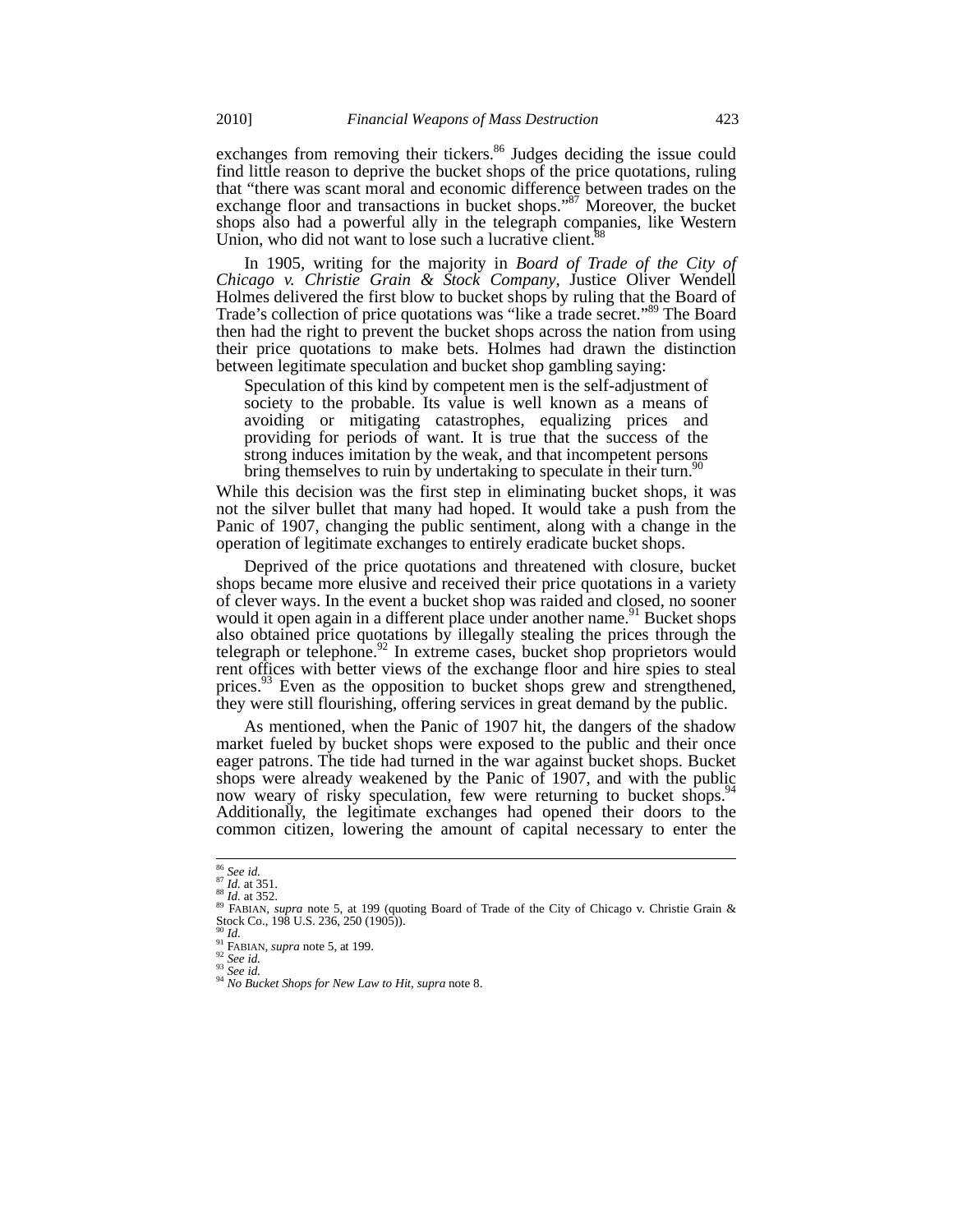exchanges from removing their tickers.[86] Judges deciding the issue could find little reason to deprive the bucket shops of the price quotations, ruling that "there was scant moral and economic difference between trades on the exchange floor and transactions in bucket shops."[87] Moreover, the bucket shops also had a powerful ally in the telegraph companies, like Western Union, who did not want to lose such a lucrative client.[88]

In 1905, writing for the majority in *Board of Trade of the City of Chicago v. Christie Grain & Stock Company*, Justice Oliver Wendell Holmes delivered the first blow to bucket shops by ruling that the Board of Trade's collection of price quotations was "like a trade secret."[89] The Board then had the right to prevent the bucket shops across the nation from using their price quotations to make bets. Holmes had drawn the distinction between legitimate speculation and bucket shop gambling saying:

> Speculation of this kind by competent men is the self-adjustment of society to the probable. Its value is well known as a means of avoiding or mitigating catastrophes, equalizing prices and providing for periods of want. It is true that the success of the strong induces imitation by the weak, and that incompetent persons bring themselves to ruin by undertaking to speculate in their turn.[90]

While this decision was the first step in eliminating bucket shops, it was not the silver bullet that many had hoped. It would take a push from the Panic of 1907, changing the public sentiment, along with a change in the operation of legitimate exchanges to entirely eradicate bucket shops.

Deprived of the price quotations and threatened with closure, bucket shops became more elusive and received their price quotations in a variety of clever ways. In the event a bucket shop was raided and closed, no sooner would it open again in a different place under another name.[91] Bucket shops also obtained price quotations by illegally stealing the prices through the telegraph or telephone.[92] In extreme cases, bucket shop proprietors would rent offices with better views of the exchange floor and hire spies to steal prices.[93] Even as the opposition to bucket shops grew and strengthened, they were still flourishing, offering services in great demand by the public.

As mentioned, when the Panic of 1907 hit, the dangers of the shadow market fueled by bucket shops were exposed to the public and their once eager patrons. The tide had turned in the war against bucket shops. Bucket shops were already weakened by the Panic of 1907, and with the public now weary of risky speculation, few were returning to bucket shops.[94] Additionally, the legitimate exchanges had opened their doors to the common citizen, lowering the amount of capital necessary to enter the

---

[86] *See id.*
[87] *Id.* at 351.
[88] *Id.* at 352.
[89] FABIAN, *supra* note 5, at 199 (quoting Board of Trade of the City of Chicago v. Christie Grain & Stock Co., 198 U.S. 236, 250 (1905)).
[90] *Id.*
[91] FABIAN, *supra* note 5, at 199.
[92] *See id.*
[93] *See id.*
[94] *No Bucket Shops for New Law to Hit*, *supra* note 8.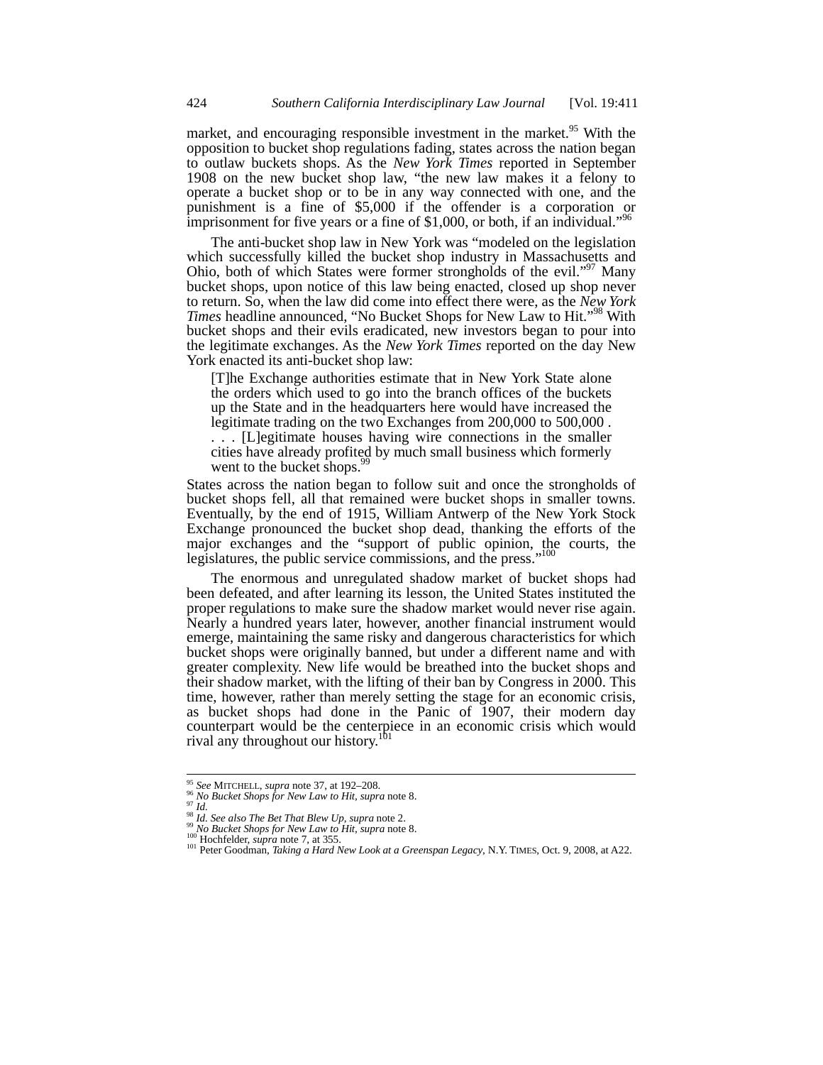market, and encouraging responsible investment in the market.[95] With the opposition to bucket shop regulations fading, states across the nation began to outlaw buckets shops. As the *New York Times* reported in September 1908 on the new bucket shop law, "the new law makes it a felony to operate a bucket shop or to be in any way connected with one, and the punishment is a fine of $5,000 if the offender is a corporation or imprisonment for five years or a fine of $1,000, or both, if an individual."[96]

The anti-bucket shop law in New York was "modeled on the legislation which successfully killed the bucket shop industry in Massachusetts and Ohio, both of which States were former strongholds of the evil."[97] Many bucket shops, upon notice of this law being enacted, closed up shop never to return. So, when the law did come into effect there were, as the *New York Times* headline announced, "No Bucket Shops for New Law to Hit."[98] With bucket shops and their evils eradicated, new investors began to pour into the legitimate exchanges. As the *New York Times* reported on the day New York enacted its anti-bucket shop law:

> [T]he Exchange authorities estimate that in New York State alone the orders which used to go into the branch offices of the buckets up the State and in the headquarters here would have increased the legitimate trading on the two Exchanges from 200,000 to 500,000 . . . . [L]egitimate houses having wire connections in the smaller cities have already profited by much small business which formerly went to the bucket shops.[99]

States across the nation began to follow suit and once the strongholds of bucket shops fell, all that remained were bucket shops in smaller towns. Eventually, by the end of 1915, William Antwerp of the New York Stock Exchange pronounced the bucket shop dead, thanking the efforts of the major exchanges and the "support of public opinion, the courts, the legislatures, the public service commissions, and the press."[100]

The enormous and unregulated shadow market of bucket shops had been defeated, and after learning its lesson, the United States instituted the proper regulations to make sure the shadow market would never rise again. Nearly a hundred years later, however, another financial instrument would emerge, maintaining the same risky and dangerous characteristics for which bucket shops were originally banned, but under a different name and with greater complexity. New life would be breathed into the bucket shops and their shadow market, with the lifting of their ban by Congress in 2000. This time, however, rather than merely setting the stage for an economic crisis, as bucket shops had done in the Panic of 1907, their modern day counterpart would be the centerpiece in an economic crisis which would rival any throughout our history.[101]

---

[95] *See* MITCHELL, *supra* note 37, at 192–208.
[96] *No Bucket Shops for New Law to Hit*, *supra* note 8.
[97] *Id.*
[98] *Id. See also The Bet That Blew Up*, *supra* note 2.
[99] *No Bucket Shops for New Law to Hit*, *supra* note 8.
[100] Hochfelder, *supra* note 7, at 355.
[101] Peter Goodman, *Taking a Hard New Look at a Greenspan Legacy*, N.Y. TIMES, Oct. 9, 2008, at A22.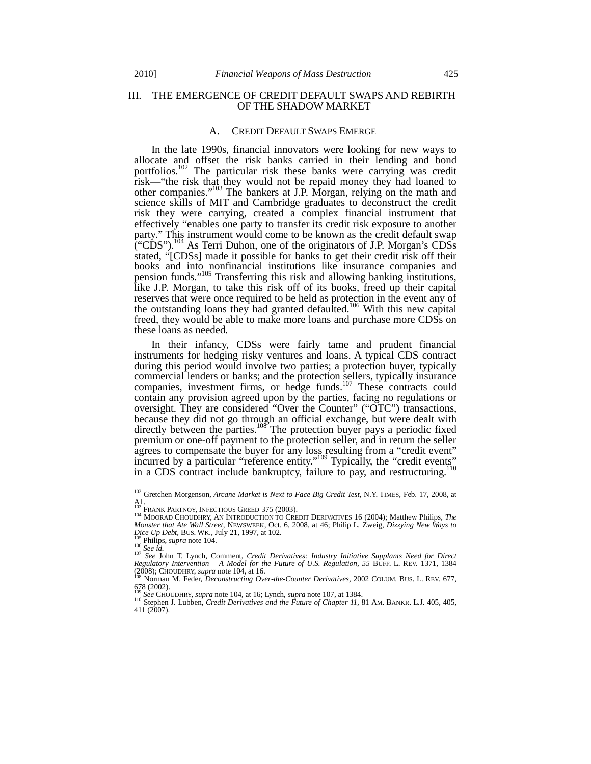## III. THE EMERGENCE OF CREDIT DEFAULT SWAPS AND REBIRTH OF THE SHADOW MARKET

### A. CREDIT DEFAULT SWAPS EMERGE

In the late 1990s, financial innovators were looking for new ways to allocate and offset the risk banks carried in their lending and bond portfolios.[102] The particular risk these banks were carrying was credit risk—"the risk that they would not be repaid money they had loaned to other companies."[103] The bankers at J.P. Morgan, relying on the math and science skills of MIT and Cambridge graduates to deconstruct the credit risk they were carrying, created a complex financial instrument that effectively "enables one party to transfer its credit risk exposure to another party." This instrument would come to be known as the credit default swap ("CDS").[104] As Terri Duhon, one of the originators of J.P. Morgan's CDSs stated, "[CDSs] made it possible for banks to get their credit risk off their books and into nonfinancial institutions like insurance companies and pension funds."[105] Transferring this risk and allowing banking institutions, like J.P. Morgan, to take this risk off of its books, freed up their capital reserves that were once required to be held as protection in the event any of the outstanding loans they had granted defaulted.[106] With this new capital freed, they would be able to make more loans and purchase more CDSs on these loans as needed.

In their infancy, CDSs were fairly tame and prudent financial instruments for hedging risky ventures and loans. A typical CDS contract during this period would involve two parties; a protection buyer, typically commercial lenders or banks; and the protection sellers, typically insurance companies, investment firms, or hedge funds.[107] These contracts could contain any provision agreed upon by the parties, facing no regulations or oversight. They are considered "Over the Counter" ("OTC") transactions, because they did not go through an official exchange, but were dealt with directly between the parties.[108] The protection buyer pays a periodic fixed premium or one-off payment to the protection seller, and in return the seller agrees to compensate the buyer for any loss resulting from a "credit event" incurred by a particular "reference entity."[109] Typically, the "credit events" in a CDS contract include bankruptcy, failure to pay, and restructuring.[110]

---

[102] Gretchen Morgenson, *Arcane Market is Next to Face Big Credit Test*, N.Y. TIMES, Feb. 17, 2008, at A1.

[103] FRANK PARTNOY, INFECTIOUS GREED 375 (2003).

[104] MOORAD CHOUDHRY, AN INTRODUCTION TO CREDIT DERIVATIVES 16 (2004); Matthew Philips, *The Monster that Ate Wall Street*, NEWSWEEK, Oct. 6, 2008, at 46; Philip L. Zweig, *Dizzying New Ways to Dice Up Debt*, BUS. WK., July 21, 1997, at 102.

[105] Philips, *supra* note 104.

[106] *See id.*

[107] *See* John T. Lynch, Comment, *Credit Derivatives: Industry Initiative Supplants Need for Direct Regulatory Intervention – A Model for the Future of U.S. Regulation*, 55 BUFF. L. REV. 1371, 1384 (2008); CHOUDHRY, *supra* note 104, at 16.

[108] Norman M. Feder, *Deconstructing Over-the-Counter Derivatives*, 2002 COLUM. BUS. L. REV. 677, 678 (2002).

[109] *See* CHOUDHRY, *supra* note 104, at 16; Lynch, *supra* note 107, at 1384.

[110] Stephen J. Lubben, *Credit Derivatives and the Future of Chapter 11*, 81 AM. BANKR. L.J. 405, 405, 411 (2007).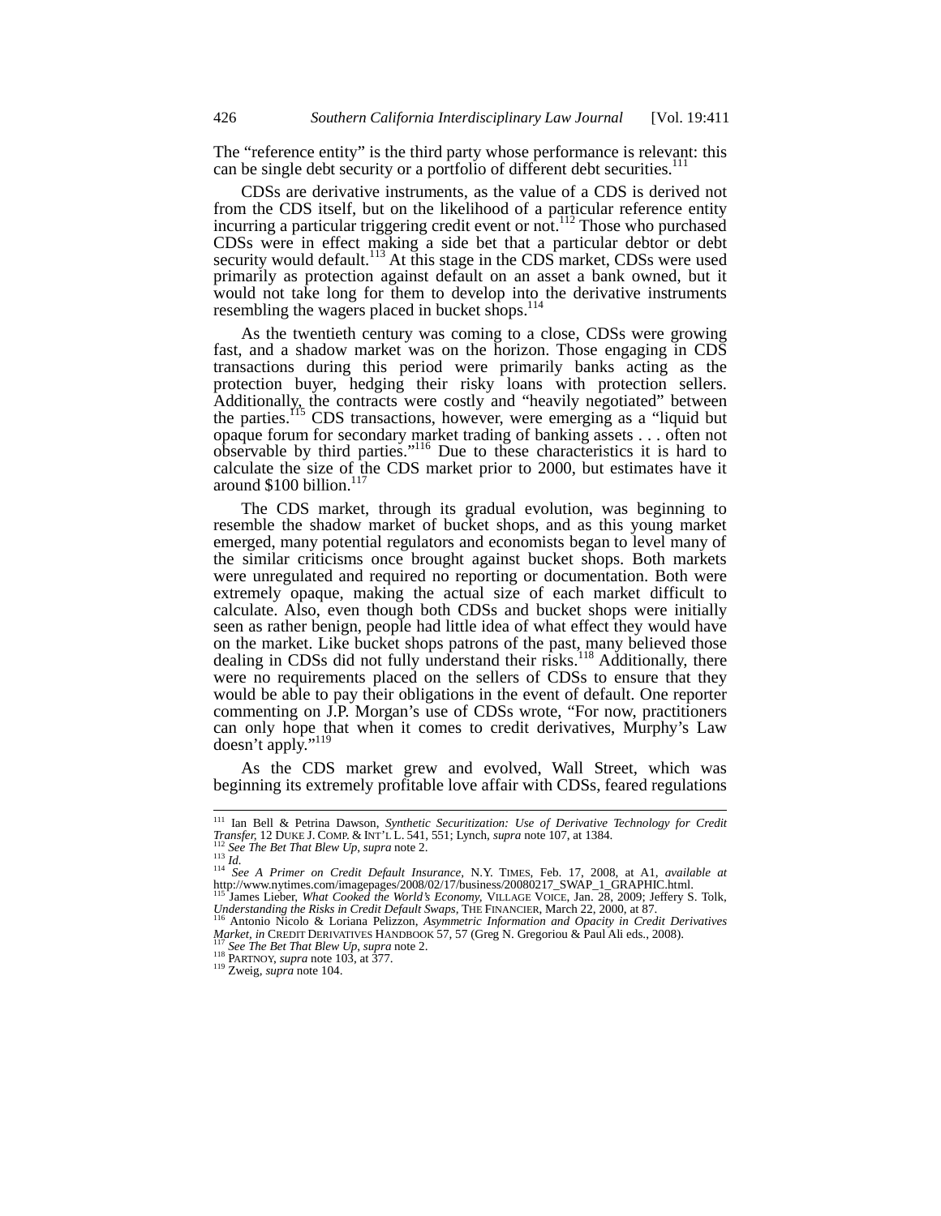The "reference entity" is the third party whose performance is relevant: this can be single debt security or a portfolio of different debt securities.[111]

CDSs are derivative instruments, as the value of a CDS is derived not from the CDS itself, but on the likelihood of a particular reference entity incurring a particular triggering credit event or not.[112] Those who purchased CDSs were in effect making a side bet that a particular debtor or debt security would default.[113] At this stage in the CDS market, CDSs were used primarily as protection against default on an asset a bank owned, but it would not take long for them to develop into the derivative instruments resembling the wagers placed in bucket shops.[114]

As the twentieth century was coming to a close, CDSs were growing fast, and a shadow market was on the horizon. Those engaging in CDS transactions during this period were primarily banks acting as the protection buyer, hedging their risky loans with protection sellers. Additionally, the contracts were costly and "heavily negotiated" between the parties.[115] CDS transactions, however, were emerging as a "liquid but opaque forum for secondary market trading of banking assets . . . often not observable by third parties."[116] Due to these characteristics it is hard to calculate the size of the CDS market prior to 2000, but estimates have it around $100 billion.[117]

The CDS market, through its gradual evolution, was beginning to resemble the shadow market of bucket shops, and as this young market emerged, many potential regulators and economists began to level many of the similar criticisms once brought against bucket shops. Both markets were unregulated and required no reporting or documentation. Both were extremely opaque, making the actual size of each market difficult to calculate. Also, even though both CDSs and bucket shops were initially seen as rather benign, people had little idea of what effect they would have on the market. Like bucket shops patrons of the past, many believed those dealing in CDSs did not fully understand their risks.[118] Additionally, there were no requirements placed on the sellers of CDSs to ensure that they would be able to pay their obligations in the event of default. One reporter commenting on J.P. Morgan's use of CDSs wrote, "For now, practitioners can only hope that when it comes to credit derivatives, Murphy's Law doesn't apply."[119]

As the CDS market grew and evolved, Wall Street, which was beginning its extremely profitable love affair with CDSs, feared regulations

---

[111] Ian Bell & Petrina Dawson, *Synthetic Securitization: Use of Derivative Technology for Credit Transfer*, 12 DUKE J. COMP. & INT'L L. 541, 551; Lynch, *supra* note 107, at 1384.
[112] *See The Bet That Blew Up*, *supra* note 2.
[113] *Id.*
[114] *See A Primer on Credit Default Insurance*, N.Y. TIMES, Feb. 17, 2008, at A1, *available at* http://www.nytimes.com/imagepages/2008/02/17/business/20080217_SWAP_1_GRAPHIC.html.
[115] James Lieber, *What Cooked the World's Economy*, VILLAGE VOICE, Jan. 28, 2009; Jeffery S. Tolk, *Understanding the Risks in Credit Default Swaps*, THE FINANCIER, March 22, 2000, at 87.
[116] Antonio Nicolo & Loriana Pelizzon, *Asymmetric Information and Opacity in Credit Derivatives Market*, *in* CREDIT DERIVATIVES HANDBOOK 57, 57 (Greg N. Gregoriou & Paul Ali eds., 2008).
[117] *See The Bet That Blew Up*, *supra* note 2.
[118] PARTNOY, *supra* note 103, at 377.
[119] Zweig, *supra* note 104.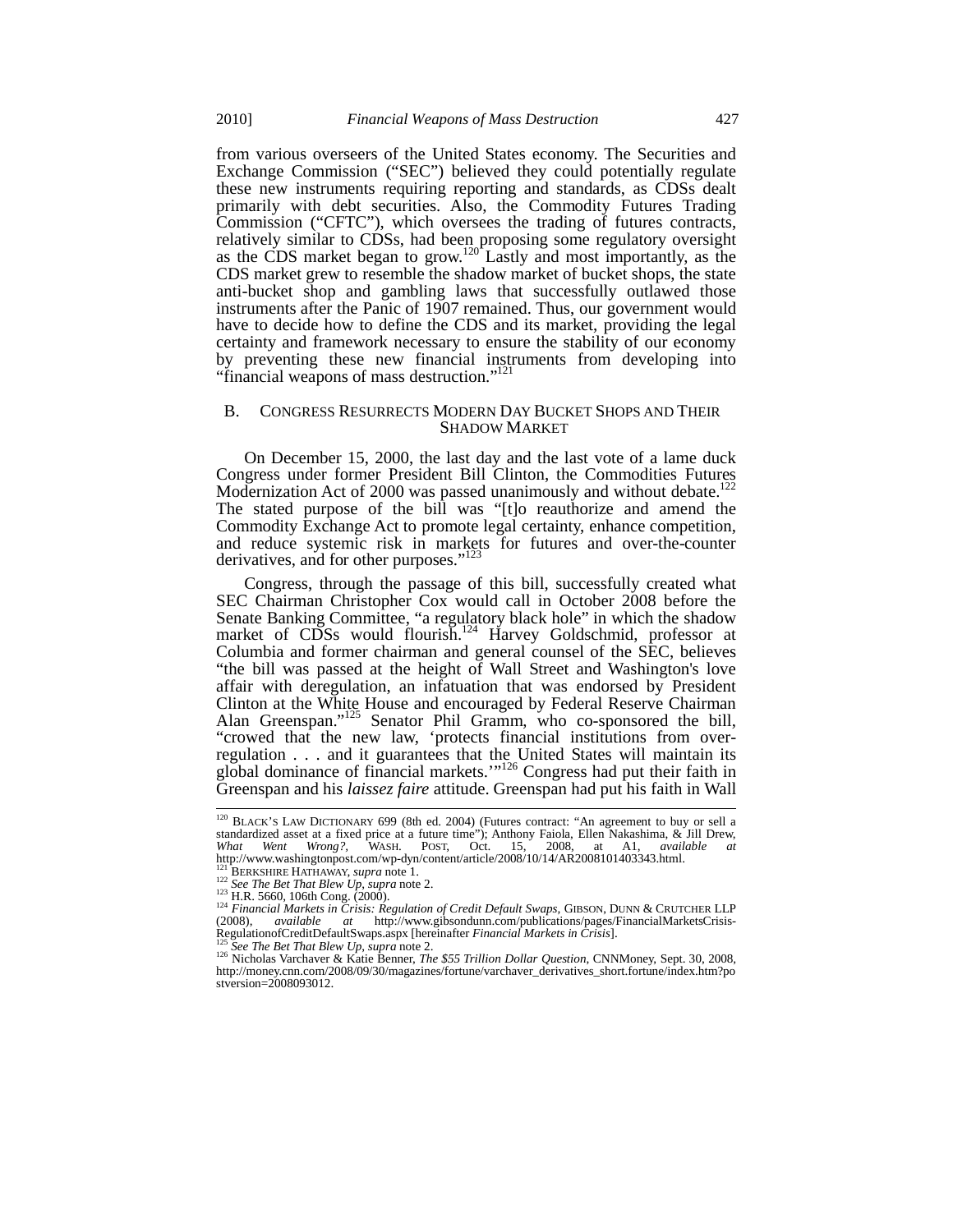from various overseers of the United States economy. The Securities and Exchange Commission ("SEC") believed they could potentially regulate these new instruments requiring reporting and standards, as CDSs dealt primarily with debt securities. Also, the Commodity Futures Trading Commission ("CFTC"), which oversees the trading of futures contracts, relatively similar to CDSs, had been proposing some regulatory oversight as the CDS market began to grow.[120] Lastly and most importantly, as the CDS market grew to resemble the shadow market of bucket shops, the state anti-bucket shop and gambling laws that successfully outlawed those instruments after the Panic of 1907 remained. Thus, our government would have to decide how to define the CDS and its market, providing the legal certainty and framework necessary to ensure the stability of our economy by preventing these new financial instruments from developing into "financial weapons of mass destruction."[121]

## B. CONGRESS RESURRECTS MODERN DAY BUCKET SHOPS AND THEIR SHADOW MARKET

On December 15, 2000, the last day and the last vote of a lame duck Congress under former President Bill Clinton, the Commodities Futures Modernization Act of 2000 was passed unanimously and without debate.[122] The stated purpose of the bill was "[t]o reauthorize and amend the Commodity Exchange Act to promote legal certainty, enhance competition, and reduce systemic risk in markets for futures and over-the-counter derivatives, and for other purposes."[123]

Congress, through the passage of this bill, successfully created what SEC Chairman Christopher Cox would call in October 2008 before the Senate Banking Committee, "a regulatory black hole" in which the shadow market of CDSs would flourish.[124] Harvey Goldschmid, professor at Columbia and former chairman and general counsel of the SEC, believes "the bill was passed at the height of Wall Street and Washington's love affair with deregulation, an infatuation that was endorsed by President Clinton at the White House and encouraged by Federal Reserve Chairman Alan Greenspan."[125] Senator Phil Gramm, who co-sponsored the bill, "crowed that the new law, 'protects financial institutions from over-regulation . . . and it guarantees that the United States will maintain its global dominance of financial markets.'"[126] Congress had put their faith in Greenspan and his *laissez faire* attitude. Greenspan had put his faith in Wall

---

[120] BLACK'S LAW DICTIONARY 699 (8th ed. 2004) (Futures contract: "An agreement to buy or sell a standardized asset at a fixed price at a future time"); Anthony Faiola, Ellen Nakashima, & Jill Drew, *What Went Wrong?*, WASH. POST, Oct. 15, 2008, at A1, *available at* http://www.washingtonpost.com/wp-dyn/content/article/2008/10/14/AR2008101403343.html.

[121] BERKSHIRE HATHAWAY, *supra* note 1.

[122] *See The Bet That Blew Up*, *supra* note 2.

[123] H.R. 5660, 106th Cong. (2000).

[124] *Financial Markets in Crisis: Regulation of Credit Default Swaps*, GIBSON, DUNN & CRUTCHER LLP (2008), *available at* http://www.gibsondunn.com/publications/pages/FinancialMarketsCrisis-RegulationofCreditDefaultSwaps.aspx [hereinafter *Financial Markets in Crisis*].

[125] *See The Bet That Blew Up*, *supra* note 2.

[126] Nicholas Varchaver & Katie Benner, *The $55 Trillion Dollar Question*, CNNMoney, Sept. 30, 2008, http://money.cnn.com/2008/09/30/magazines/fortune/varchaver_derivatives_short.fortune/index.htm?postversion=2008093012.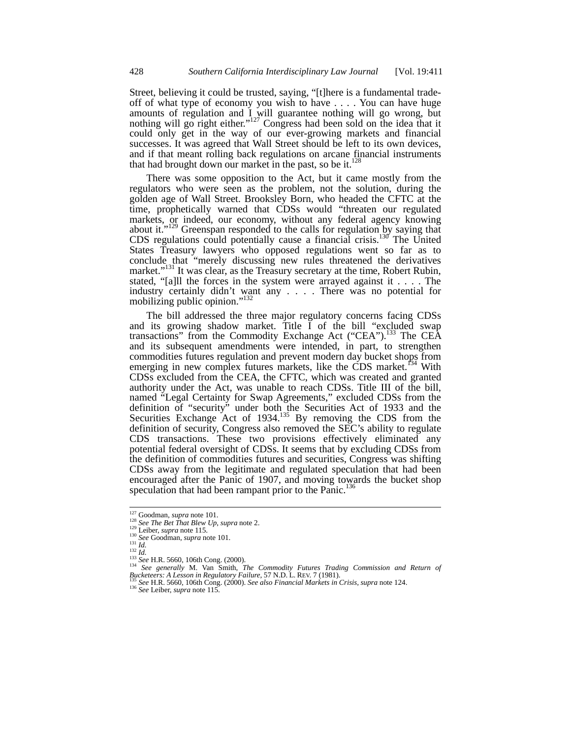Street, believing it could be trusted, saying, "[t]here is a fundamental trade-off of what type of economy you wish to have . . . . You can have huge amounts of regulation and I will guarantee nothing will go wrong, but nothing will go right either."[127] Congress had been sold on the idea that it could only get in the way of our ever-growing markets and financial successes. It was agreed that Wall Street should be left to its own devices, and if that meant rolling back regulations on arcane financial instruments that had brought down our market in the past, so be it.[128]

There was some opposition to the Act, but it came mostly from the regulators who were seen as the problem, not the solution, during the golden age of Wall Street. Brooksley Born, who headed the CFTC at the time, prophetically warned that CDSs would "threaten our regulated markets, or indeed, our economy, without any federal agency knowing about it."[129] Greenspan responded to the calls for regulation by saying that CDS regulations could potentially cause a financial crisis.[130] The United States Treasury lawyers who opposed regulations went so far as to conclude that "merely discussing new rules threatened the derivatives market."[131] It was clear, as the Treasury secretary at the time, Robert Rubin, stated, "[a]ll the forces in the system were arrayed against it . . . . The industry certainly didn't want any . . . . There was no potential for mobilizing public opinion."[132]

The bill addressed the three major regulatory concerns facing CDSs and its growing shadow market. Title I of the bill "excluded swap transactions" from the Commodity Exchange Act ("CEA").[133] The CEA and its subsequent amendments were intended, in part, to strengthen commodities futures regulation and prevent modern day bucket shops from emerging in new complex futures markets, like the CDS market.[134] With CDSs excluded from the CEA, the CFTC, which was created and granted authority under the Act, was unable to reach CDSs. Title III of the bill, named "Legal Certainty for Swap Agreements," excluded CDSs from the definition of "security" under both the Securities Act of 1933 and the Securities Exchange Act of 1934.[135] By removing the CDS from the definition of security, Congress also removed the SEC's ability to regulate CDS transactions. These two provisions effectively eliminated any potential federal oversight of CDSs. It seems that by excluding CDSs from the definition of commodities futures and securities, Congress was shifting CDSs away from the legitimate and regulated speculation that had been encouraged after the Panic of 1907, and moving towards the bucket shop speculation that had been rampant prior to the Panic.[136]

---

[127] Goodman, *supra* note 101.
[128] *See The Bet That Blew Up*, *supra* note 2.
[129] Leiber, *supra* note 115.
[130] *See* Goodman, *supra* note 101.
[131] *Id.*
[132] *Id.*
[133] *See* H.R. 5660, 106th Cong. (2000).
[134] *See generally* M. Van Smith, *The Commodity Futures Trading Commission and Return of Bucketeers: A Lesson in Regulatory Failure*, 57 N.D. L. REV. 7 (1981).
[135] *See* H.R. 5660, 106th Cong. (2000). *See also Financial Markets in Crisis*, *supra* note 124.
[136] *See* Leiber, *supra* note 115.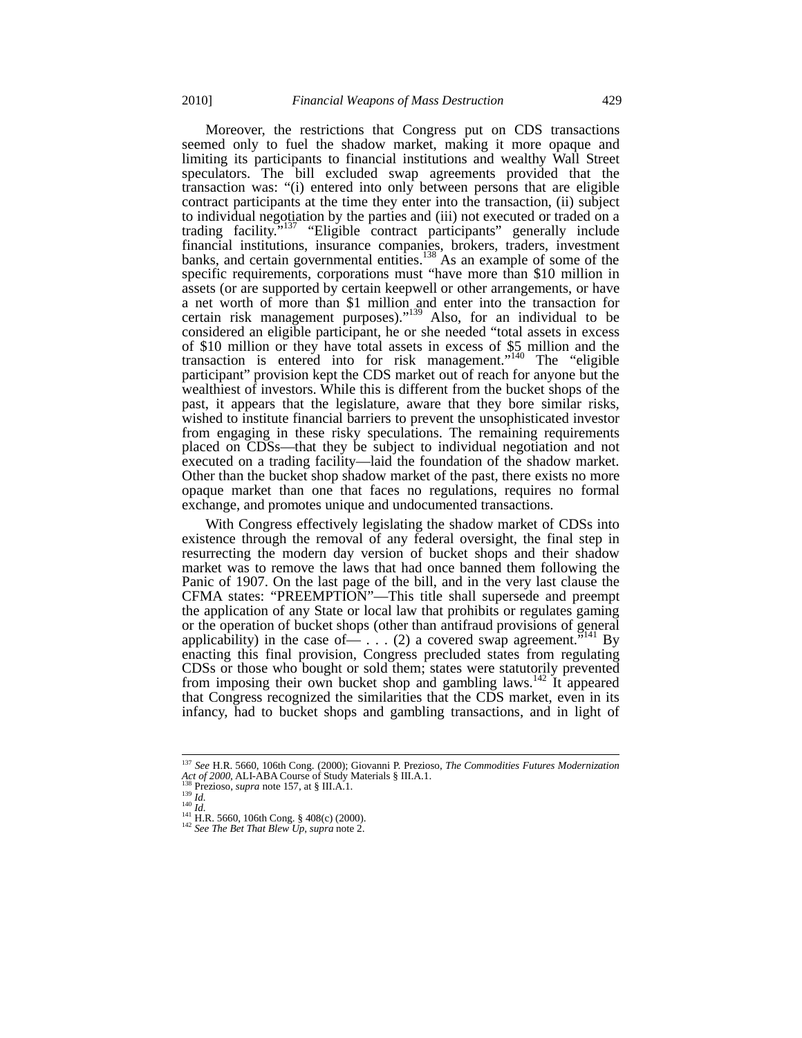Moreover, the restrictions that Congress put on CDS transactions seemed only to fuel the shadow market, making it more opaque and limiting its participants to financial institutions and wealthy Wall Street speculators. The bill excluded swap agreements provided that the transaction was: "(i) entered into only between persons that are eligible contract participants at the time they enter into the transaction, (ii) subject to individual negotiation by the parties and (iii) not executed or traded on a trading facility."[137] "Eligible contract participants" generally include financial institutions, insurance companies, brokers, traders, investment banks, and certain governmental entities.[138] As an example of some of the specific requirements, corporations must "have more than $10 million in assets (or are supported by certain keepwell or other arrangements, or have a net worth of more than $1 million and enter into the transaction for certain risk management purposes)."[139] Also, for an individual to be considered an eligible participant, he or she needed "total assets in excess of $10 million or they have total assets in excess of $5 million and the transaction is entered into for risk management."[140] The "eligible participant" provision kept the CDS market out of reach for anyone but the wealthiest of investors. While this is different from the bucket shops of the past, it appears that the legislature, aware that they bore similar risks, wished to institute financial barriers to prevent the unsophisticated investor from engaging in these risky speculations. The remaining requirements placed on CDSs—that they be subject to individual negotiation and not executed on a trading facility—laid the foundation of the shadow market. Other than the bucket shop shadow market of the past, there exists no more opaque market than one that faces no regulations, requires no formal exchange, and promotes unique and undocumented transactions.

With Congress effectively legislating the shadow market of CDSs into existence through the removal of any federal oversight, the final step in resurrecting the modern day version of bucket shops and their shadow market was to remove the laws that had once banned them following the Panic of 1907. On the last page of the bill, and in the very last clause the CFMA states: "PREEMPTION"—This title shall supersede and preempt the application of any State or local law that prohibits or regulates gaming or the operation of bucket shops (other than antifraud provisions of general applicability) in the case of— . . . (2) a covered swap agreement."[141] By enacting this final provision, Congress precluded states from regulating CDSs or those who bought or sold them; states were statutorily prevented from imposing their own bucket shop and gambling laws.[142] It appeared that Congress recognized the similarities that the CDS market, even in its infancy, had to bucket shops and gambling transactions, and in light of

---

[137] *See* H.R. 5660, 106th Cong. (2000); Giovanni P. Prezioso, *The Commodities Futures Modernization Act of 2000*, ALI-ABA Course of Study Materials § III.A.1.
[138] Prezioso, *supra* note 157, at § III.A.1.
[139] *Id.*
[140] *Id.*
[141] H.R. 5660, 106th Cong. § 408(c) (2000).
[142] *See The Bet That Blew Up*, *supra* note 2.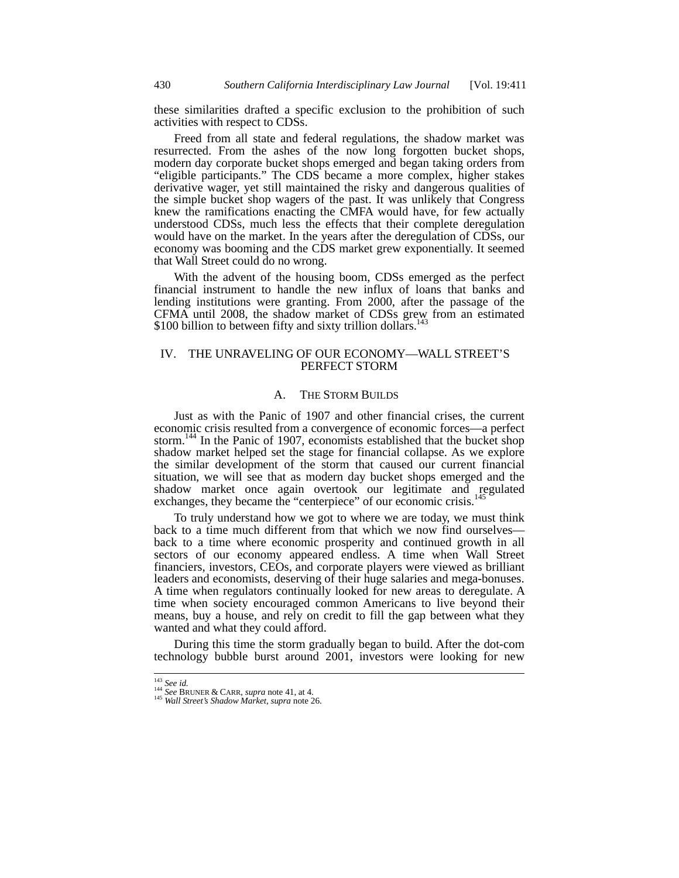these similarities drafted a specific exclusion to the prohibition of such activities with respect to CDSs.

Freed from all state and federal regulations, the shadow market was resurrected. From the ashes of the now long forgotten bucket shops, modern day corporate bucket shops emerged and began taking orders from "eligible participants." The CDS became a more complex, higher stakes derivative wager, yet still maintained the risky and dangerous qualities of the simple bucket shop wagers of the past. It was unlikely that Congress knew the ramifications enacting the CMFA would have, for few actually understood CDSs, much less the effects that their complete deregulation would have on the market. In the years after the deregulation of CDSs, our economy was booming and the CDS market grew exponentially. It seemed that Wall Street could do no wrong.

With the advent of the housing boom, CDSs emerged as the perfect financial instrument to handle the new influx of loans that banks and lending institutions were granting. From 2000, after the passage of the CFMA until 2008, the shadow market of CDSs grew from an estimated $100 billion to between fifty and sixty trillion dollars.[143]

## IV. THE UNRAVELING OF OUR ECONOMY—WALL STREET'S PERFECT STORM

### A. THE STORM BUILDS

Just as with the Panic of 1907 and other financial crises, the current economic crisis resulted from a convergence of economic forces—a perfect storm.[144] In the Panic of 1907, economists established that the bucket shop shadow market helped set the stage for financial collapse. As we explore the similar development of the storm that caused our current financial situation, we will see that as modern day bucket shops emerged and the shadow market once again overtook our legitimate and regulated exchanges, they became the "centerpiece" of our economic crisis.[145]

To truly understand how we got to where we are today, we must think back to a time much different from that which we now find ourselves—back to a time where economic prosperity and continued growth in all sectors of our economy appeared endless. A time when Wall Street financiers, investors, CEOs, and corporate players were viewed as brilliant leaders and economists, deserving of their huge salaries and mega-bonuses. A time when regulators continually looked for new areas to deregulate. A time when society encouraged common Americans to live beyond their means, buy a house, and rely on credit to fill the gap between what they wanted and what they could afford.

During this time the storm gradually began to build. After the dot-com technology bubble burst around 2001, investors were looking for new

---

[143] *See id.*

[144] *See* BRUNER & CARR, *supra* note 41, at 4.

[145] *Wall Street's Shadow Market*, *supra* note 26.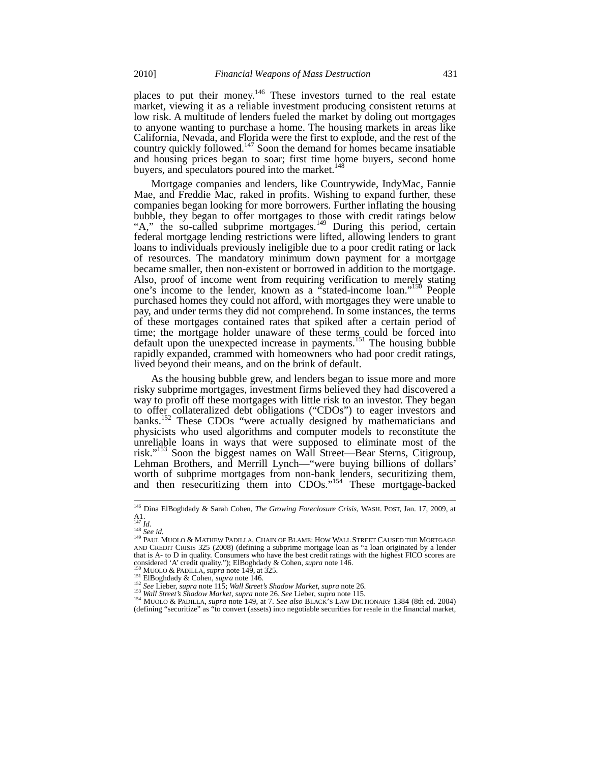places to put their money.[146] These investors turned to the real estate market, viewing it as a reliable investment producing consistent returns at low risk. A multitude of lenders fueled the market by doling out mortgages to anyone wanting to purchase a home. The housing markets in areas like California, Nevada, and Florida were the first to explode, and the rest of the country quickly followed.[147] Soon the demand for homes became insatiable and housing prices began to soar; first time home buyers, second home buyers, and speculators poured into the market.[148]

Mortgage companies and lenders, like Countrywide, IndyMac, Fannie Mae, and Freddie Mac, raked in profits. Wishing to expand further, these companies began looking for more borrowers. Further inflating the housing bubble, they began to offer mortgages to those with credit ratings below "A," the so-called subprime mortgages.[149] During this period, certain federal mortgage lending restrictions were lifted, allowing lenders to grant loans to individuals previously ineligible due to a poor credit rating or lack of resources. The mandatory minimum down payment for a mortgage became smaller, then non-existent or borrowed in addition to the mortgage. Also, proof of income went from requiring verification to merely stating one's income to the lender, known as a "stated-income loan."[150] People purchased homes they could not afford, with mortgages they were unable to pay, and under terms they did not comprehend. In some instances, the terms of these mortgages contained rates that spiked after a certain period of time; the mortgage holder unaware of these terms could be forced into default upon the unexpected increase in payments.[151] The housing bubble rapidly expanded, crammed with homeowners who had poor credit ratings, lived beyond their means, and on the brink of default.

As the housing bubble grew, and lenders began to issue more and more risky subprime mortgages, investment firms believed they had discovered a way to profit off these mortgages with little risk to an investor. They began to offer collateralized debt obligations ("CDOs") to eager investors and banks.[152] These CDOs "were actually designed by mathematicians and physicists who used algorithms and computer models to reconstitute the unreliable loans in ways that were supposed to eliminate most of the risk."[153] Soon the biggest names on Wall Street—Bear Sterns, Citigroup, Lehman Brothers, and Merrill Lynch—"were buying billions of dollars' worth of subprime mortgages from non-bank lenders, securitizing them, and then resecuritizing them into CDOs."[154] These mortgage-backed

---

[146] Dina ElBoghdady & Sarah Cohen, *The Growing Foreclosure Crisis*, WASH. POST, Jan. 17, 2009, at A1.

[147] *Id.*

[148] *See id.*

[149] PAUL MUOLO & MATHEW PADILLA, CHAIN OF BLAME: HOW WALL STREET CAUSED THE MORTGAGE AND CREDIT CRISIS 325 (2008) (defining a subprime mortgage loan as "a loan originated by a lender that is A- to D in quality. Consumers who have the best credit ratings with the highest FICO scores are considered 'A' credit quality."); ElBoghdady & Cohen, *supra* note 146.

[150] MUOLO & PADILLA, *supra* note 149, at 325.

[151] ElBoghdady & Cohen, *supra* note 146.

[152] *See* Lieber, *supra* note 115; *Wall Street's Shadow Market*, *supra* note 26.

[153] *Wall Street's Shadow Market*, *supra* note 26. *See* Lieber, *supra* note 115.

[154] MUOLO & PADILLA, *supra* note 149, at 7. *See also* BLACK'S LAW DICTIONARY 1384 (8th ed. 2004) (defining "securitize" as "to convert (assets) into negotiable securities for resale in the financial market,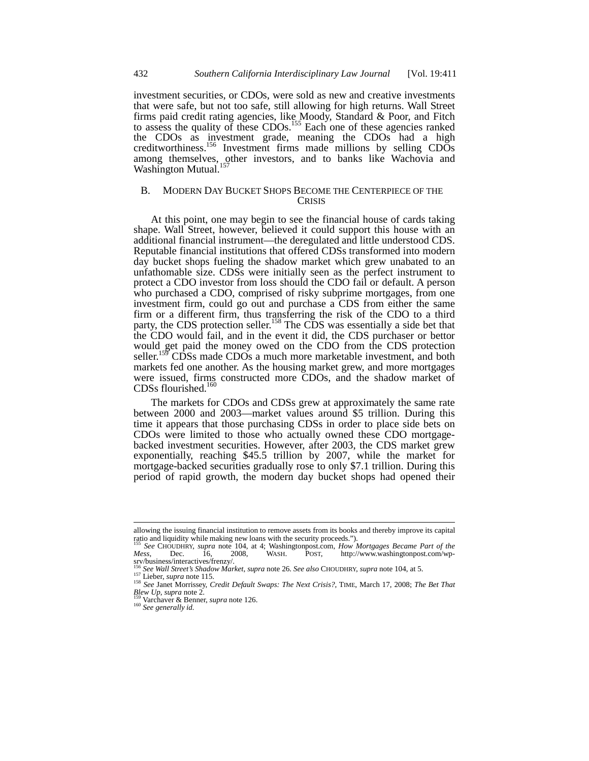investment securities, or CDOs, were sold as new and creative investments that were safe, but not too safe, still allowing for high returns. Wall Street firms paid credit rating agencies, like Moody, Standard & Poor, and Fitch to assess the quality of these CDOs.[155] Each one of these agencies ranked the CDOs as investment grade, meaning the CDOs had a high creditworthiness.[156] Investment firms made millions by selling CDOs among themselves, other investors, and to banks like Wachovia and Washington Mutual.[157]

## B. Modern Day Bucket Shops Become the Centerpiece of the Crisis

At this point, one may begin to see the financial house of cards taking shape. Wall Street, however, believed it could support this house with an additional financial instrument—the deregulated and little understood CDS. Reputable financial institutions that offered CDSs transformed into modern day bucket shops fueling the shadow market which grew unabated to an unfathomable size. CDSs were initially seen as the perfect instrument to protect a CDO investor from loss should the CDO fail or default. A person who purchased a CDO, comprised of risky subprime mortgages, from one investment firm, could go out and purchase a CDS from either the same firm or a different firm, thus transferring the risk of the CDO to a third party, the CDS protection seller.[158] The CDS was essentially a side bet that the CDO would fail, and in the event it did, the CDS purchaser or bettor would get paid the money owed on the CDO from the CDS protection seller.[159] CDSs made CDOs a much more marketable investment, and both markets fed one another. As the housing market grew, and more mortgages were issued, firms constructed more CDOs, and the shadow market of CDSs flourished.[160]

The markets for CDOs and CDSs grew at approximately the same rate between 2000 and 2003—market values around $5 trillion. During this time it appears that those purchasing CDSs in order to place side bets on CDOs were limited to those who actually owned these CDO mortgage-backed investment securities. However, after 2003, the CDS market grew exponentially, reaching $45.5 trillion by 2007, while the market for mortgage-backed securities gradually rose to only $7.1 trillion. During this period of rapid growth, the modern day bucket shops had opened their

---

allowing the issuing financial institution to remove assets from its books and thereby improve its capital ratio and liquidity while making new loans with the security proceeds.").

[155] *See* Choudhry, *supra* note 104, at 4; Washingtonpost.com, *How Mortgages Became Part of the Mess*, Dec. 16, 2008, Wash. Post, http://www.washingtonpost.com/wp-srv/business/interactives/frenzy/.

[156] *See Wall Street's Shadow Market*, *supra* note 26. *See also* Choudhry, *supra* note 104, at 5.

[157] Lieber, *supra* note 115.

[158] *See* Janet Morrissey, *Credit Default Swaps: The Next Crisis?*, Time, March 17, 2008; *The Bet That Blew Up*, *supra* note 2.

[159] Varchaver & Benner, *supra* note 126.

[160] *See generally id.*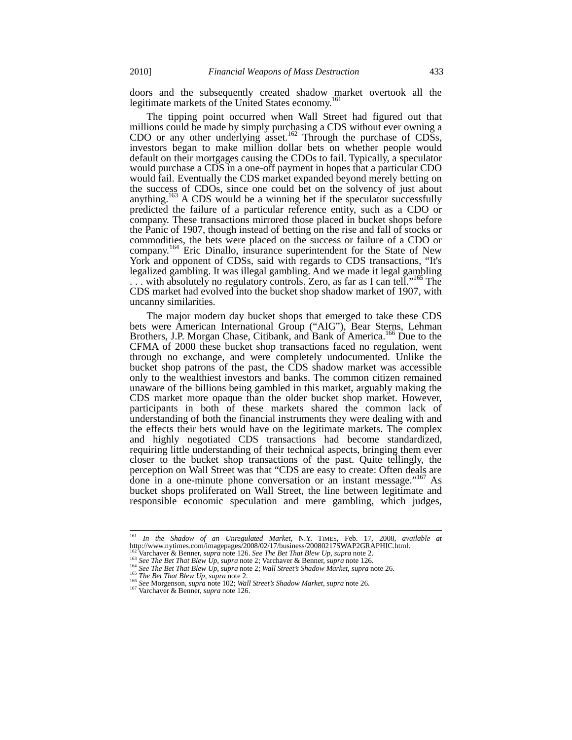doors and the subsequently created shadow market overtook all the legitimate markets of the United States economy.[161]

The tipping point occurred when Wall Street had figured out that millions could be made by simply purchasing a CDS without ever owning a CDO or any other underlying asset.[162] Through the purchase of CDSs, investors began to make million dollar bets on whether people would default on their mortgages causing the CDOs to fail. Typically, a speculator would purchase a CDS in a one-off payment in hopes that a particular CDO would fail. Eventually the CDS market expanded beyond merely betting on the success of CDOs, since one could bet on the solvency of just about anything.[163] A CDS would be a winning bet if the speculator successfully predicted the failure of a particular reference entity, such as a CDO or company. These transactions mirrored those placed in bucket shops before the Panic of 1907, though instead of betting on the rise and fall of stocks or commodities, the bets were placed on the success or failure of a CDO or company.[164] Eric Dinallo, insurance superintendent for the State of New York and opponent of CDSs, said with regards to CDS transactions, "It's legalized gambling. It was illegal gambling. And we made it legal gambling . . . with absolutely no regulatory controls. Zero, as far as I can tell."[165] The CDS market had evolved into the bucket shop shadow market of 1907, with uncanny similarities.

The major modern day bucket shops that emerged to take these CDS bets were American International Group ("AIG"), Bear Sterns, Lehman Brothers, J.P. Morgan Chase, Citibank, and Bank of America.[166] Due to the CFMA of 2000 these bucket shop transactions faced no regulation, went through no exchange, and were completely undocumented. Unlike the bucket shop patrons of the past, the CDS shadow market was accessible only to the wealthiest investors and banks. The common citizen remained unaware of the billions being gambled in this market, arguably making the CDS market more opaque than the older bucket shop market. However, participants in both of these markets shared the common lack of understanding of both the financial instruments they were dealing with and the effects their bets would have on the legitimate markets. The complex and highly negotiated CDS transactions had become standardized, requiring little understanding of their technical aspects, bringing them ever closer to the bucket shop transactions of the past. Quite tellingly, the perception on Wall Street was that "CDS are easy to create: Often deals are done in a one-minute phone conversation or an instant message."[167] As bucket shops proliferated on Wall Street, the line between legitimate and responsible economic speculation and mere gambling, which judges,

---

[161] *In the Shadow of an Unregulated Market*, N.Y. TIMES, Feb. 17, 2008, *available at* http://www.nytimes.com/imagepages/2008/02/17/business/20080217SWAP2GRAPHIC.html.

[162] Varchaver & Benner, *supra* note 126. *See The Bet That Blew Up*, *supra* note 2.

[163] *See The Bet That Blew Up*, *supra* note 2; Varchaver & Benner, *supra* note 126.

[164] *See The Bet That Blew Up*, *supra* note 2; *Wall Street's Shadow Market*, *supra* note 26.

[165] *The Bet That Blew Up*, *supra* note 2.

[166] *See* Morgenson, *supra* note 102; *Wall Street's Shadow Market*, *supra* note 26.

[167] Varchaver & Benner, *supra* note 126.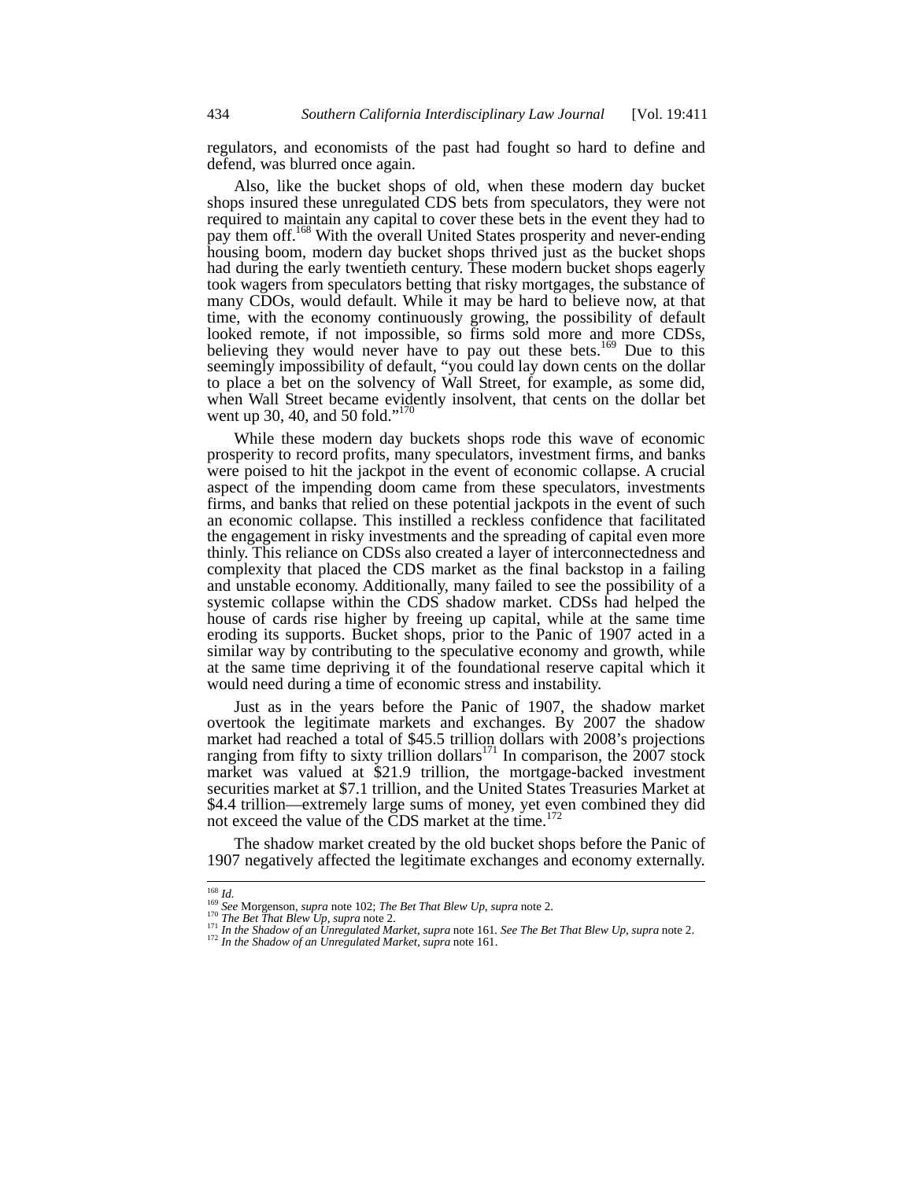regulators, and economists of the past had fought so hard to define and defend, was blurred once again.

Also, like the bucket shops of old, when these modern day bucket shops insured these unregulated CDS bets from speculators, they were not required to maintain any capital to cover these bets in the event they had to pay them off.[168] With the overall United States prosperity and never-ending housing boom, modern day bucket shops thrived just as the bucket shops had during the early twentieth century. These modern bucket shops eagerly took wagers from speculators betting that risky mortgages, the substance of many CDOs, would default. While it may be hard to believe now, at that time, with the economy continuously growing, the possibility of default looked remote, if not impossible, so firms sold more and more CDSs, believing they would never have to pay out these bets.[169] Due to this seemingly impossibility of default, "you could lay down cents on the dollar to place a bet on the solvency of Wall Street, for example, as some did, when Wall Street became evidently insolvent, that cents on the dollar bet went up 30, 40, and 50 fold."[170]

While these modern day buckets shops rode this wave of economic prosperity to record profits, many speculators, investment firms, and banks were poised to hit the jackpot in the event of economic collapse. A crucial aspect of the impending doom came from these speculators, investments firms, and banks that relied on these potential jackpots in the event of such an economic collapse. This instilled a reckless confidence that facilitated the engagement in risky investments and the spreading of capital even more thinly. This reliance on CDSs also created a layer of interconnectedness and complexity that placed the CDS market as the final backstop in a failing and unstable economy. Additionally, many failed to see the possibility of a systemic collapse within the CDS shadow market. CDSs had helped the house of cards rise higher by freeing up capital, while at the same time eroding its supports. Bucket shops, prior to the Panic of 1907 acted in a similar way by contributing to the speculative economy and growth, while at the same time depriving it of the foundational reserve capital which it would need during a time of economic stress and instability.

Just as in the years before the Panic of 1907, the shadow market overtook the legitimate markets and exchanges. By 2007 the shadow market had reached a total of $45.5 trillion dollars with 2008's projections ranging from fifty to sixty trillion dollars[171] In comparison, the 2007 stock market was valued at $21.9 trillion, the mortgage-backed investment securities market at $7.1 trillion, and the United States Treasuries Market at $4.4 trillion—extremely large sums of money, yet even combined they did not exceed the value of the CDS market at the time.[172]

The shadow market created by the old bucket shops before the Panic of 1907 negatively affected the legitimate exchanges and economy externally.

---

[168] *Id.*
[169] *See* Morgenson, *supra* note 102; *The Bet That Blew Up*, *supra* note 2.
[170] *The Bet That Blew Up*, *supra* note 2.
[171] *In the Shadow of an Unregulated Market*, *supra* note 161. *See The Bet That Blew Up*, *supra* note 2.
[172] *In the Shadow of an Unregulated Market*, *supra* note 161.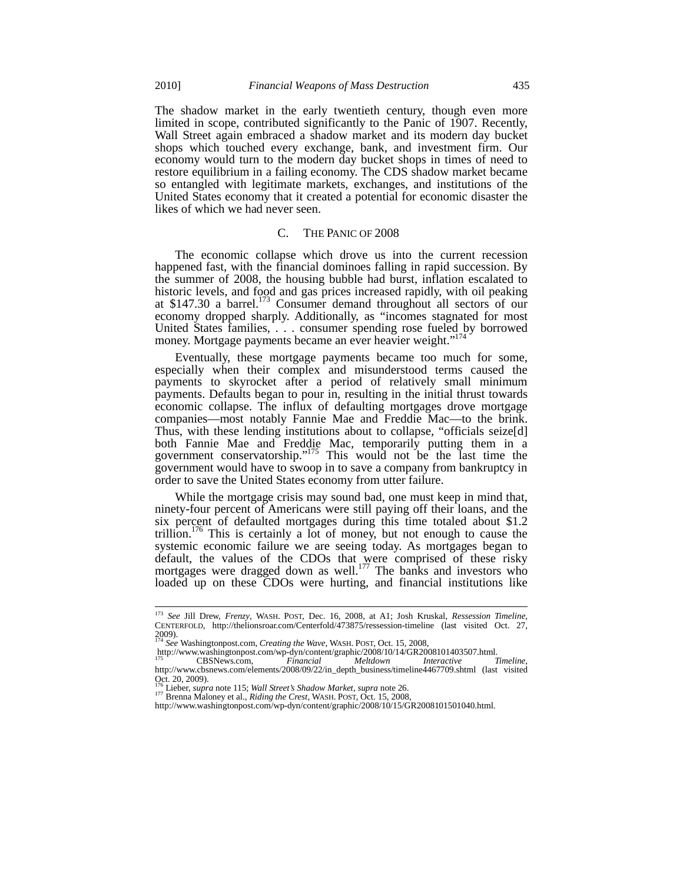The shadow market in the early twentieth century, though even more limited in scope, contributed significantly to the Panic of 1907. Recently, Wall Street again embraced a shadow market and its modern day bucket shops which touched every exchange, bank, and investment firm. Our economy would turn to the modern day bucket shops in times of need to restore equilibrium in a failing economy. The CDS shadow market became so entangled with legitimate markets, exchanges, and institutions of the United States economy that it created a potential for economic disaster the likes of which we had never seen.

### C. THE PANIC OF 2008

The economic collapse which drove us into the current recession happened fast, with the financial dominoes falling in rapid succession. By the summer of 2008, the housing bubble had burst, inflation escalated to historic levels, and food and gas prices increased rapidly, with oil peaking at \$147.30 a barrel.[173] Consumer demand throughout all sectors of our economy dropped sharply. Additionally, as "incomes stagnated for most United States families, . . . consumer spending rose fueled by borrowed money. Mortgage payments became an ever heavier weight."[174]

Eventually, these mortgage payments became too much for some, especially when their complex and misunderstood terms caused the payments to skyrocket after a period of relatively small minimum payments. Defaults began to pour in, resulting in the initial thrust towards economic collapse. The influx of defaulting mortgages drove mortgage companies—most notably Fannie Mae and Freddie Mac—to the brink. Thus, with these lending institutions about to collapse, "officials seize[d] both Fannie Mae and Freddie Mac, temporarily putting them in a government conservatorship."[175] This would not be the last time the government would have to swoop in to save a company from bankruptcy in order to save the United States economy from utter failure.

While the mortgage crisis may sound bad, one must keep in mind that, ninety-four percent of Americans were still paying off their loans, and the six percent of defaulted mortgages during this time totaled about \$1.2 trillion.[176] This is certainly a lot of money, but not enough to cause the systemic economic failure we are seeing today. As mortgages began to default, the values of the CDOs that were comprised of these risky mortgages were dragged down as well.[177] The banks and investors who loaded up on these CDOs were hurting, and financial institutions like

---

[173] *See* Jill Drew, *Frenzy*, WASH. POST, Dec. 16, 2008, at A1; Josh Kruskal, *Ressession Timeline*, CENTERFOLD, http://thelionsroar.com/Centerfold/473875/ressession-timeline (last visited Oct. 27, 2009).

[174] *See* Washingtonpost.com, *Creating the Wave*, WASH. POST, Oct. 15, 2008, http://www.washingtonpost.com/wp-dyn/content/graphic/2008/10/14/GR2008101403507.html.

[175] CBSNews.com, *Financial Meltdown Interactive Timeline*, http://www.cbsnews.com/elements/2008/09/22/in_depth_business/timeline4467709.shtml (last visited Oct. 20, 2009).

[176] Lieber, *supra* note 115; *Wall Street's Shadow Market*, *supra* note 26.

[177] Brenna Maloney et al., *Riding the Crest*, WASH. POST, Oct. 15, 2008, http://www.washingtonpost.com/wp-dyn/content/graphic/2008/10/15/GR2008101501040.html.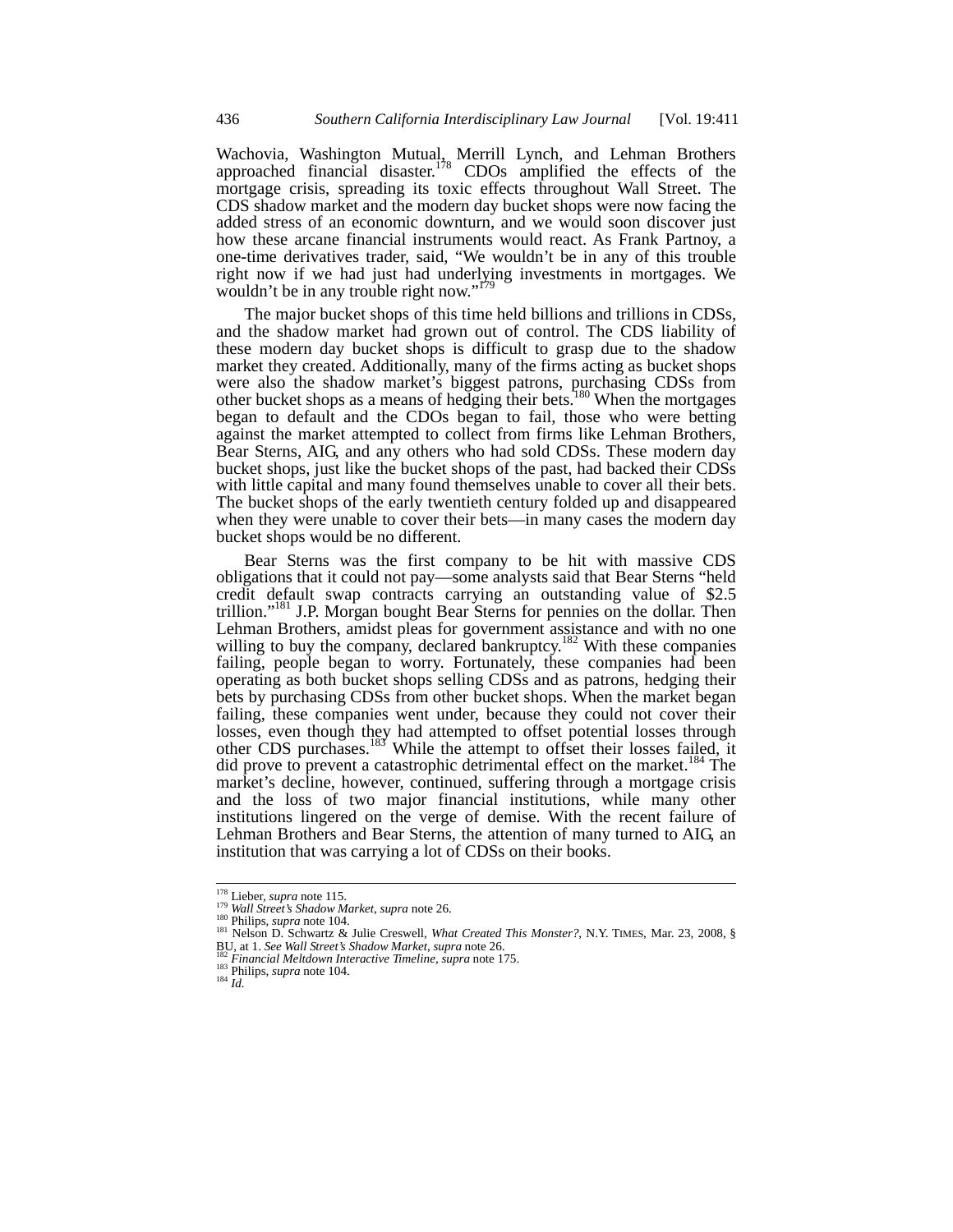Wachovia, Washington Mutual, Merrill Lynch, and Lehman Brothers approached financial disaster.[178] CDOs amplified the effects of the mortgage crisis, spreading its toxic effects throughout Wall Street. The CDS shadow market and the modern day bucket shops were now facing the added stress of an economic downturn, and we would soon discover just how these arcane financial instruments would react. As Frank Partnoy, a one-time derivatives trader, said, "We wouldn't be in any of this trouble right now if we had just had underlying investments in mortgages. We wouldn't be in any trouble right now."[179]

The major bucket shops of this time held billions and trillions in CDSs, and the shadow market had grown out of control. The CDS liability of these modern day bucket shops is difficult to grasp due to the shadow market they created. Additionally, many of the firms acting as bucket shops were also the shadow market's biggest patrons, purchasing CDSs from other bucket shops as a means of hedging their bets.[180] When the mortgages began to default and the CDOs began to fail, those who were betting against the market attempted to collect from firms like Lehman Brothers, Bear Sterns, AIG, and any others who had sold CDSs. These modern day bucket shops, just like the bucket shops of the past, had backed their CDSs with little capital and many found themselves unable to cover all their bets. The bucket shops of the early twentieth century folded up and disappeared when they were unable to cover their bets—in many cases the modern day bucket shops would be no different.

Bear Sterns was the first company to be hit with massive CDS obligations that it could not pay—some analysts said that Bear Sterns "held credit default swap contracts carrying an outstanding value of $2.5 trillion."[181] J.P. Morgan bought Bear Sterns for pennies on the dollar. Then Lehman Brothers, amidst pleas for government assistance and with no one willing to buy the company, declared bankruptcy.[182] With these companies failing, people began to worry. Fortunately, these companies had been operating as both bucket shops selling CDSs and as patrons, hedging their bets by purchasing CDSs from other bucket shops. When the market began failing, these companies went under, because they could not cover their losses, even though they had attempted to offset potential losses through other CDS purchases.[183] While the attempt to offset their losses failed, it did prove to prevent a catastrophic detrimental effect on the market.[184] The market's decline, however, continued, suffering through a mortgage crisis and the loss of two major financial institutions, while many other institutions lingered on the verge of demise. With the recent failure of Lehman Brothers and Bear Sterns, the attention of many turned to AIG, an institution that was carrying a lot of CDSs on their books.

---

[178] Lieber, *supra* note 115.
[179] *Wall Street's Shadow Market*, *supra* note 26.
[180] Philips, *supra* note 104.
[181] Nelson D. Schwartz & Julie Creswell, *What Created This Monster?*, N.Y. TIMES, Mar. 23, 2008, § BU, at 1. *See Wall Street's Shadow Market*, *supra* note 26.
[182] *Financial Meltdown Interactive Timeline*, *supra* note 175.
[183] Philips, *supra* note 104.
[184] *Id.*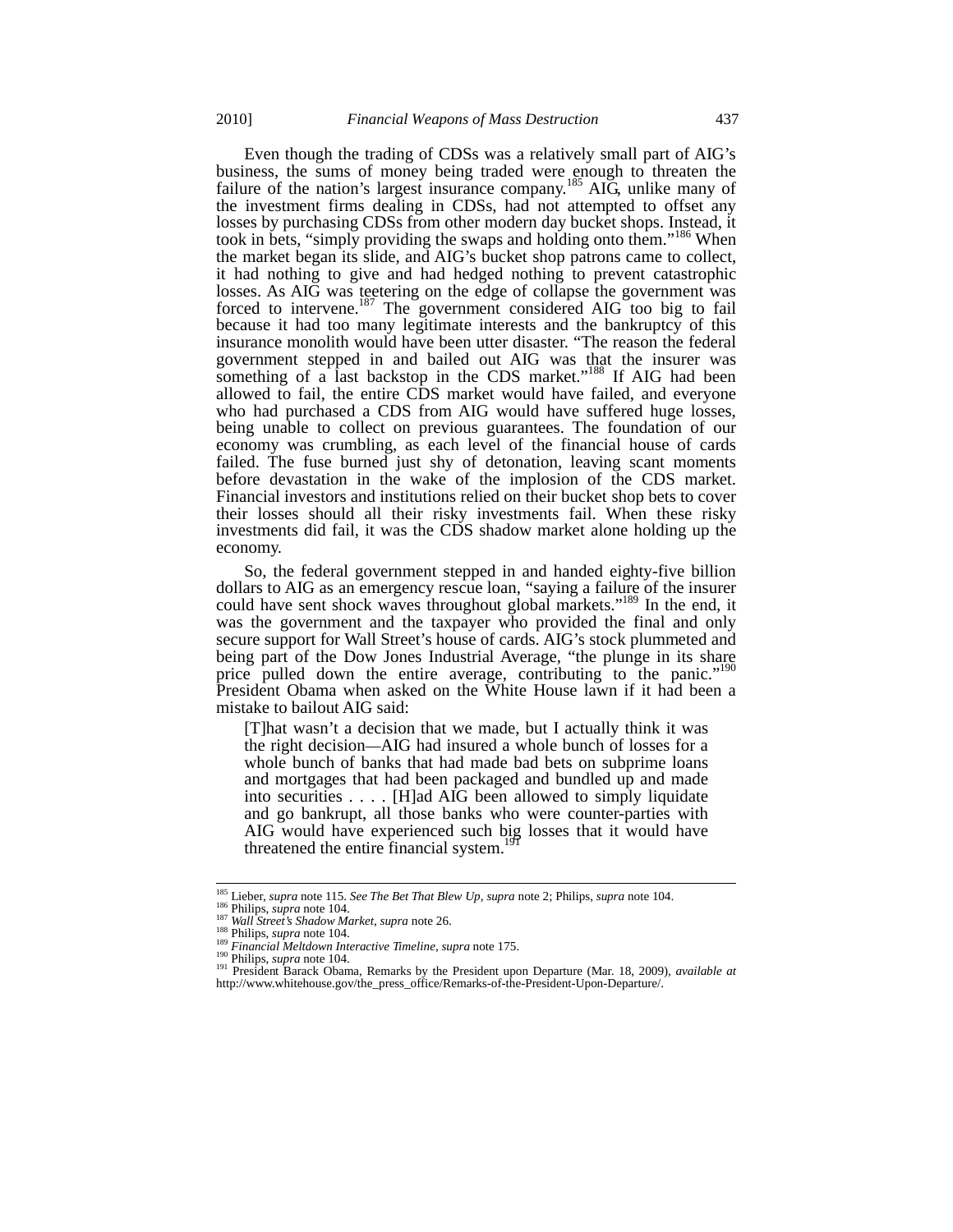Even though the trading of CDSs was a relatively small part of AIG's business, the sums of money being traded were enough to threaten the failure of the nation's largest insurance company.[185] AIG, unlike many of the investment firms dealing in CDSs, had not attempted to offset any losses by purchasing CDSs from other modern day bucket shops. Instead, it took in bets, "simply providing the swaps and holding onto them."[186] When the market began its slide, and AIG's bucket shop patrons came to collect, it had nothing to give and had hedged nothing to prevent catastrophic losses. As AIG was teetering on the edge of collapse the government was forced to intervene.[187] The government considered AIG too big to fail because it had too many legitimate interests and the bankruptcy of this insurance monolith would have been utter disaster. "The reason the federal government stepped in and bailed out AIG was that the insurer was something of a last backstop in the CDS market."[188] If AIG had been allowed to fail, the entire CDS market would have failed, and everyone who had purchased a CDS from AIG would have suffered huge losses, being unable to collect on previous guarantees. The foundation of our economy was crumbling, as each level of the financial house of cards failed. The fuse burned just shy of detonation, leaving scant moments before devastation in the wake of the implosion of the CDS market. Financial investors and institutions relied on their bucket shop bets to cover their losses should all their risky investments fail. When these risky investments did fail, it was the CDS shadow market alone holding up the economy.

So, the federal government stepped in and handed eighty-five billion dollars to AIG as an emergency rescue loan, "saying a failure of the insurer could have sent shock waves throughout global markets."[189] In the end, it was the government and the taxpayer who provided the final and only secure support for Wall Street's house of cards. AIG's stock plummeted and being part of the Dow Jones Industrial Average, "the plunge in its share price pulled down the entire average, contributing to the panic."[190] President Obama when asked on the White House lawn if it had been a mistake to bailout AIG said:

> [T]hat wasn't a decision that we made, but I actually think it was the right decision—AIG had insured a whole bunch of losses for a whole bunch of banks that had made bad bets on subprime loans and mortgages that had been packaged and bundled up and made into securities . . . . [H]ad AIG been allowed to simply liquidate and go bankrupt, all those banks who were counter-parties with AIG would have experienced such big losses that it would have threatened the entire financial system.[191]

---

[185] Lieber, *supra* note 115. *See The Bet That Blew Up*, *supra* note 2; Philips, *supra* note 104.
[186] Philips, *supra* note 104.
[187] *Wall Street's Shadow Market*, *supra* note 26.
[188] Philips, *supra* note 104.
[189] *Financial Meltdown Interactive Timeline*, *supra* note 175.
[190] Philips, *supra* note 104.
[191] President Barack Obama, Remarks by the President upon Departure (Mar. 18, 2009), *available at* http://www.whitehouse.gov/the_press_office/Remarks-of-the-President-Upon-Departure/.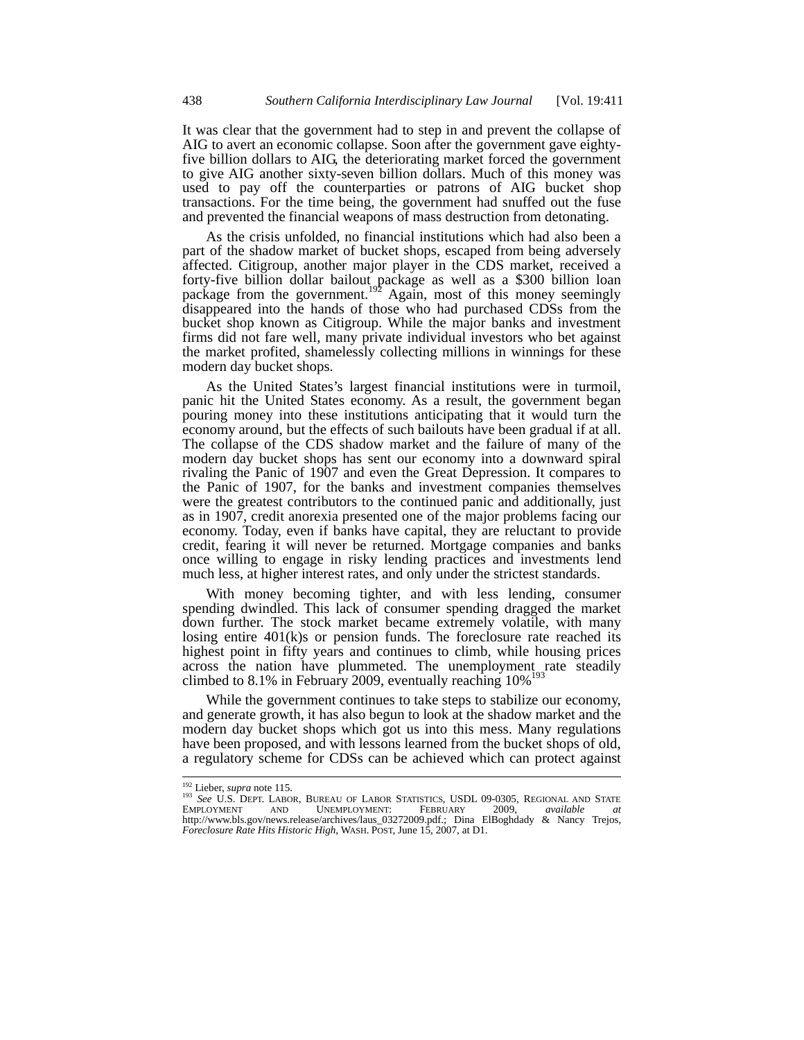It was clear that the government had to step in and prevent the collapse of AIG to avert an economic collapse. Soon after the government gave eighty-five billion dollars to AIG, the deteriorating market forced the government to give AIG another sixty-seven billion dollars. Much of this money was used to pay off the counterparties or patrons of AIG bucket shop transactions. For the time being, the government had snuffed out the fuse and prevented the financial weapons of mass destruction from detonating.

As the crisis unfolded, no financial institutions which had also been a part of the shadow market of bucket shops, escaped from being adversely affected. Citigroup, another major player in the CDS market, received a forty-five billion dollar bailout package as well as a $300 billion loan package from the government.[192] Again, most of this money seemingly disappeared into the hands of those who had purchased CDSs from the bucket shop known as Citigroup. While the major banks and investment firms did not fare well, many private individual investors who bet against the market profited, shamelessly collecting millions in winnings for these modern day bucket shops.

As the United States's largest financial institutions were in turmoil, panic hit the United States economy. As a result, the government began pouring money into these institutions anticipating that it would turn the economy around, but the effects of such bailouts have been gradual if at all. The collapse of the CDS shadow market and the failure of many of the modern day bucket shops has sent our economy into a downward spiral rivaling the Panic of 1907 and even the Great Depression. It compares to the Panic of 1907, for the banks and investment companies themselves were the greatest contributors to the continued panic and additionally, just as in 1907, credit anorexia presented one of the major problems facing our economy. Today, even if banks have capital, they are reluctant to provide credit, fearing it will never be returned. Mortgage companies and banks once willing to engage in risky lending practices and investments lend much less, at higher interest rates, and only under the strictest standards.

With money becoming tighter, and with less lending, consumer spending dwindled. This lack of consumer spending dragged the market down further. The stock market became extremely volatile, with many losing entire 401(k)s or pension funds. The foreclosure rate reached its highest point in fifty years and continues to climb, while housing prices across the nation have plummeted. The unemployment rate steadily climbed to 8.1% in February 2009, eventually reaching 10%[193]

While the government continues to take steps to stabilize our economy, and generate growth, it has also begun to look at the shadow market and the modern day bucket shops which got us into this mess. Many regulations have been proposed, and with lessons learned from the bucket shops of old, a regulatory scheme for CDSs can be achieved which can protect against

---

[192] Lieber, *supra* note 115.

[193] *See* U.S. DEPT. LABOR, BUREAU OF LABOR STATISTICS, USDL 09-0305, REGIONAL AND STATE EMPLOYMENT AND UNEMPLOYMENT: FEBRUARY 2009, *available at* http://www.bls.gov/news.release/archives/laus_03272009.pdf.; Dina ElBoghdady & Nancy Trejos, *Foreclosure Rate Hits Historic High*, WASH. POST, June 15, 2007, at D1.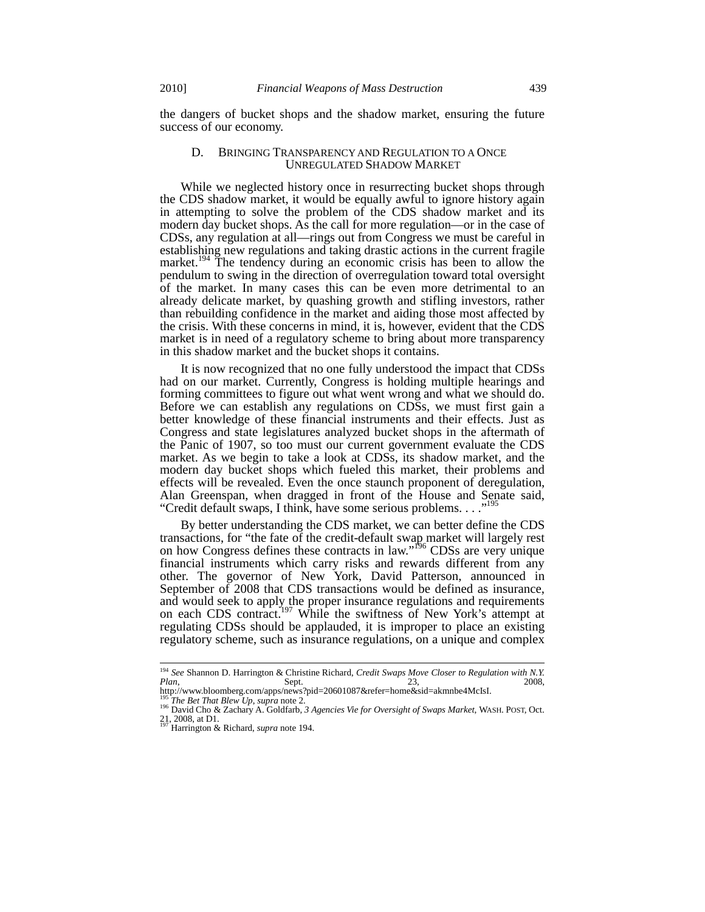the dangers of bucket shops and the shadow market, ensuring the future success of our economy.

### D. Bringing Transparency and Regulation to a Once Unregulated Shadow Market

While we neglected history once in resurrecting bucket shops through the CDS shadow market, it would be equally awful to ignore history again in attempting to solve the problem of the CDS shadow market and its modern day bucket shops. As the call for more regulation—or in the case of CDSs, any regulation at all—rings out from Congress we must be careful in establishing new regulations and taking drastic actions in the current fragile market.[194] The tendency during an economic crisis has been to allow the pendulum to swing in the direction of overregulation toward total oversight of the market. In many cases this can be even more detrimental to an already delicate market, by quashing growth and stifling investors, rather than rebuilding confidence in the market and aiding those most affected by the crisis. With these concerns in mind, it is, however, evident that the CDS market is in need of a regulatory scheme to bring about more transparency in this shadow market and the bucket shops it contains.

It is now recognized that no one fully understood the impact that CDSs had on our market. Currently, Congress is holding multiple hearings and forming committees to figure out what went wrong and what we should do. Before we can establish any regulations on CDSs, we must first gain a better knowledge of these financial instruments and their effects. Just as Congress and state legislatures analyzed bucket shops in the aftermath of the Panic of 1907, so too must our current government evaluate the CDS market. As we begin to take a look at CDSs, its shadow market, and the modern day bucket shops which fueled this market, their problems and effects will be revealed. Even the once staunch proponent of deregulation, Alan Greenspan, when dragged in front of the House and Senate said, "Credit default swaps, I think, have some serious problems. . . ."[195]

By better understanding the CDS market, we can better define the CDS transactions, for "the fate of the credit-default swap market will largely rest on how Congress defines these contracts in law."[196] CDSs are very unique financial instruments which carry risks and rewards different from any other. The governor of New York, David Patterson, announced in September of 2008 that CDS transactions would be defined as insurance, and would seek to apply the proper insurance regulations and requirements on each CDS contract.[197] While the swiftness of New York's attempt at regulating CDSs should be applauded, it is improper to place an existing regulatory scheme, such as insurance regulations, on a unique and complex

---

[194] *See* Shannon D. Harrington & Christine Richard, *Credit Swaps Move Closer to Regulation with N.Y. Plan*, Sept. 23, 2008, http://www.bloomberg.com/apps/news?pid=20601087&refer=home&sid=akmnbe4McIsI.

[195] *The Bet That Blew Up*, *supra* note 2.

[196] David Cho & Zachary A. Goldfarb, *3 Agencies Vie for Oversight of Swaps Market*, WASH. POST, Oct. 21, 2008, at D1.

[197] Harrington & Richard, *supra* note 194.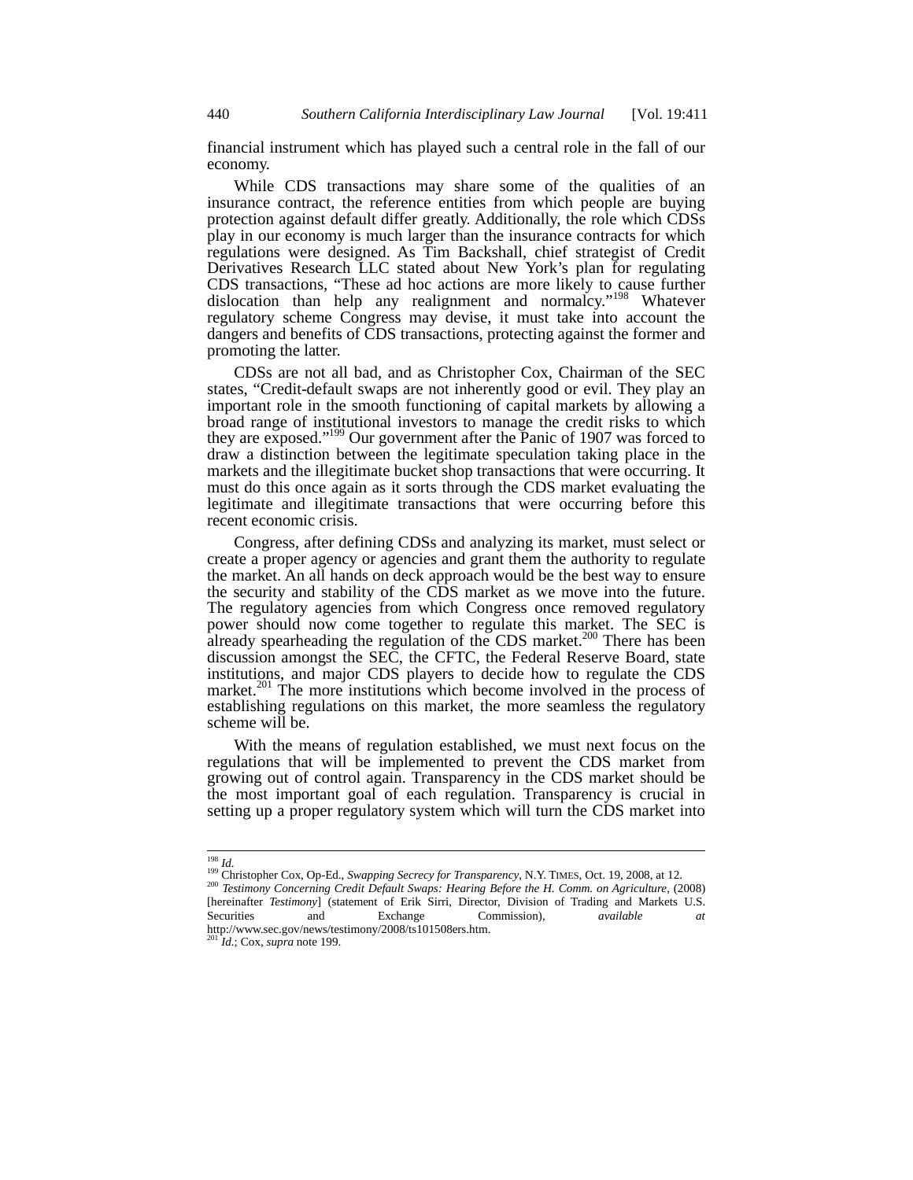financial instrument which has played such a central role in the fall of our economy.

While CDS transactions may share some of the qualities of an insurance contract, the reference entities from which people are buying protection against default differ greatly. Additionally, the role which CDSs play in our economy is much larger than the insurance contracts for which regulations were designed. As Tim Backshall, chief strategist of Credit Derivatives Research LLC stated about New York's plan for regulating CDS transactions, "These ad hoc actions are more likely to cause further dislocation than help any realignment and normalcy."[198] Whatever regulatory scheme Congress may devise, it must take into account the dangers and benefits of CDS transactions, protecting against the former and promoting the latter.

CDSs are not all bad, and as Christopher Cox, Chairman of the SEC states, "Credit-default swaps are not inherently good or evil. They play an important role in the smooth functioning of capital markets by allowing a broad range of institutional investors to manage the credit risks to which they are exposed."[199] Our government after the Panic of 1907 was forced to draw a distinction between the legitimate speculation taking place in the markets and the illegitimate bucket shop transactions that were occurring. It must do this once again as it sorts through the CDS market evaluating the legitimate and illegitimate transactions that were occurring before this recent economic crisis.

Congress, after defining CDSs and analyzing its market, must select or create a proper agency or agencies and grant them the authority to regulate the market. An all hands on deck approach would be the best way to ensure the security and stability of the CDS market as we move into the future. The regulatory agencies from which Congress once removed regulatory power should now come together to regulate this market. The SEC is already spearheading the regulation of the CDS market.[200] There has been discussion amongst the SEC, the CFTC, the Federal Reserve Board, state institutions, and major CDS players to decide how to regulate the CDS market.[201] The more institutions which become involved in the process of establishing regulations on this market, the more seamless the regulatory scheme will be.

With the means of regulation established, we must next focus on the regulations that will be implemented to prevent the CDS market from growing out of control again. Transparency in the CDS market should be the most important goal of each regulation. Transparency is crucial in setting up a proper regulatory system which will turn the CDS market into

---

[198] *Id.*

[199] Christopher Cox, Op-Ed., *Swapping Secrecy for Transparency*, N.Y. TIMES, Oct. 19, 2008, at 12.

[200] *Testimony Concerning Credit Default Swaps: Hearing Before the H. Comm. on Agriculture*, (2008) [hereinafter *Testimony*] (statement of Erik Sirri, Director, Division of Trading and Markets U.S. Securities and Exchange Commission), *available at* http://www.sec.gov/news/testimony/2008/ts101508ers.htm.

[201] *Id.*; Cox, *supra* note 199.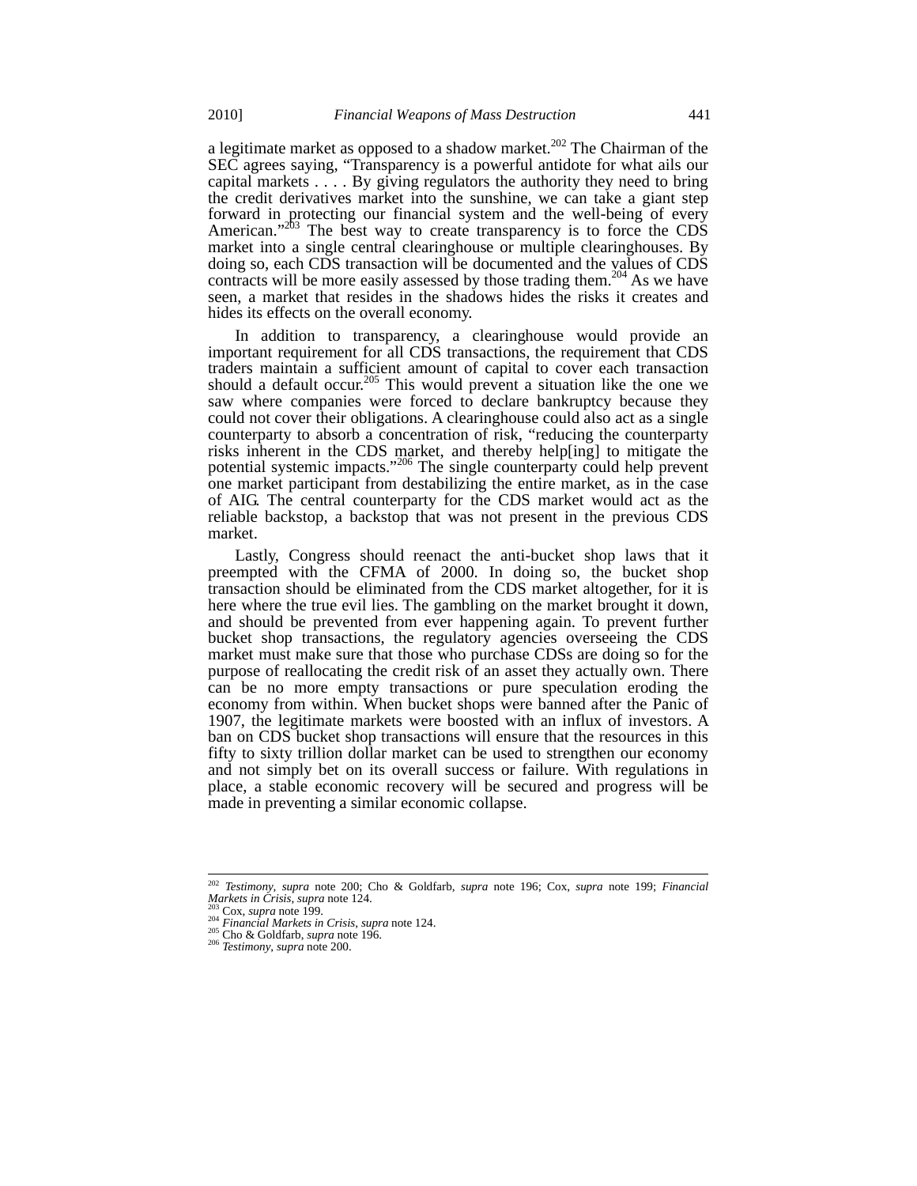a legitimate market as opposed to a shadow market.[202] The Chairman of the SEC agrees saying, "Transparency is a powerful antidote for what ails our capital markets . . . . By giving regulators the authority they need to bring the credit derivatives market into the sunshine, we can take a giant step forward in protecting our financial system and the well-being of every American."[203] The best way to create transparency is to force the CDS market into a single central clearinghouse or multiple clearinghouses. By doing so, each CDS transaction will be documented and the values of CDS contracts will be more easily assessed by those trading them.[204] As we have seen, a market that resides in the shadows hides the risks it creates and hides its effects on the overall economy.

In addition to transparency, a clearinghouse would provide an important requirement for all CDS transactions, the requirement that CDS traders maintain a sufficient amount of capital to cover each transaction should a default occur.[205] This would prevent a situation like the one we saw where companies were forced to declare bankruptcy because they could not cover their obligations. A clearinghouse could also act as a single counterparty to absorb a concentration of risk, "reducing the counterparty risks inherent in the CDS market, and thereby help[ing] to mitigate the potential systemic impacts."[206] The single counterparty could help prevent one market participant from destabilizing the entire market, as in the case of AIG. The central counterparty for the CDS market would act as the reliable backstop, a backstop that was not present in the previous CDS market.

Lastly, Congress should reenact the anti-bucket shop laws that it preempted with the CFMA of 2000. In doing so, the bucket shop transaction should be eliminated from the CDS market altogether, for it is here where the true evil lies. The gambling on the market brought it down, and should be prevented from ever happening again. To prevent further bucket shop transactions, the regulatory agencies overseeing the CDS market must make sure that those who purchase CDSs are doing so for the purpose of reallocating the credit risk of an asset they actually own. There can be no more empty transactions or pure speculation eroding the economy from within. When bucket shops were banned after the Panic of 1907, the legitimate markets were boosted with an influx of investors. A ban on CDS bucket shop transactions will ensure that the resources in this fifty to sixty trillion dollar market can be used to strengthen our economy and not simply bet on its overall success or failure. With regulations in place, a stable economic recovery will be secured and progress will be made in preventing a similar economic collapse.

---

[202] *Testimony*, *supra* note 200; Cho & Goldfarb, *supra* note 196; Cox, *supra* note 199; *Financial Markets in Crisis*, *supra* note 124.

[203] Cox, *supra* note 199.

[204] *Financial Markets in Crisis*, *supra* note 124.

[205] Cho & Goldfarb, *supra* note 196.

[206] *Testimony*, *supra* note 200.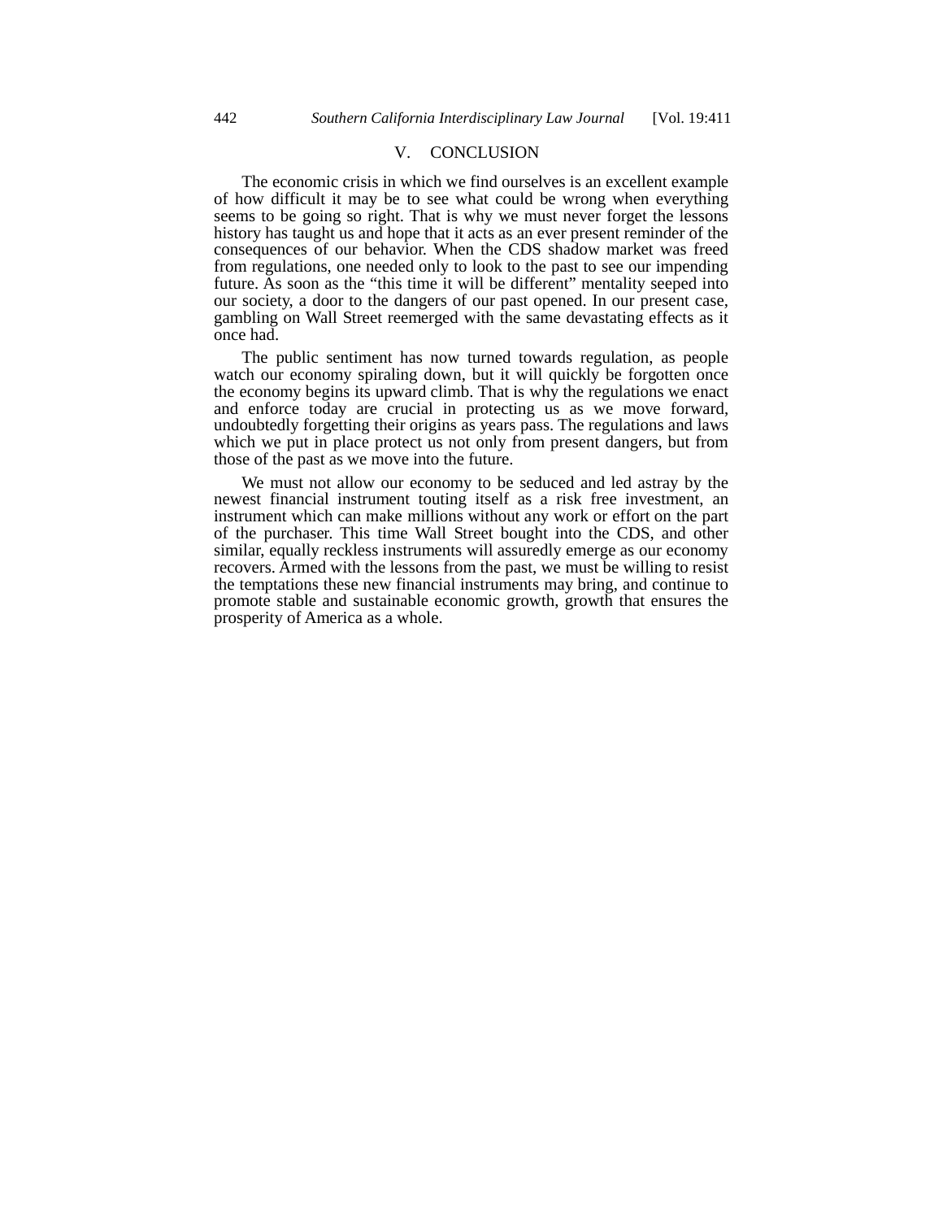## V. CONCLUSION

The economic crisis in which we find ourselves is an excellent example of how difficult it may be to see what could be wrong when everything seems to be going so right. That is why we must never forget the lessons history has taught us and hope that it acts as an ever present reminder of the consequences of our behavior. When the CDS shadow market was freed from regulations, one needed only to look to the past to see our impending future. As soon as the "this time it will be different" mentality seeped into our society, a door to the dangers of our past opened. In our present case, gambling on Wall Street reemerged with the same devastating effects as it once had.

The public sentiment has now turned towards regulation, as people watch our economy spiraling down, but it will quickly be forgotten once the economy begins its upward climb. That is why the regulations we enact and enforce today are crucial in protecting us as we move forward, undoubtedly forgetting their origins as years pass. The regulations and laws which we put in place protect us not only from present dangers, but from those of the past as we move into the future.

We must not allow our economy to be seduced and led astray by the newest financial instrument touting itself as a risk free investment, an instrument which can make millions without any work or effort on the part of the purchaser. This time Wall Street bought into the CDS, and other similar, equally reckless instruments will assuredly emerge as our economy recovers. Armed with the lessons from the past, we must be willing to resist the temptations these new financial instruments may bring, and continue to promote stable and sustainable economic growth, growth that ensures the prosperity of America as a whole.